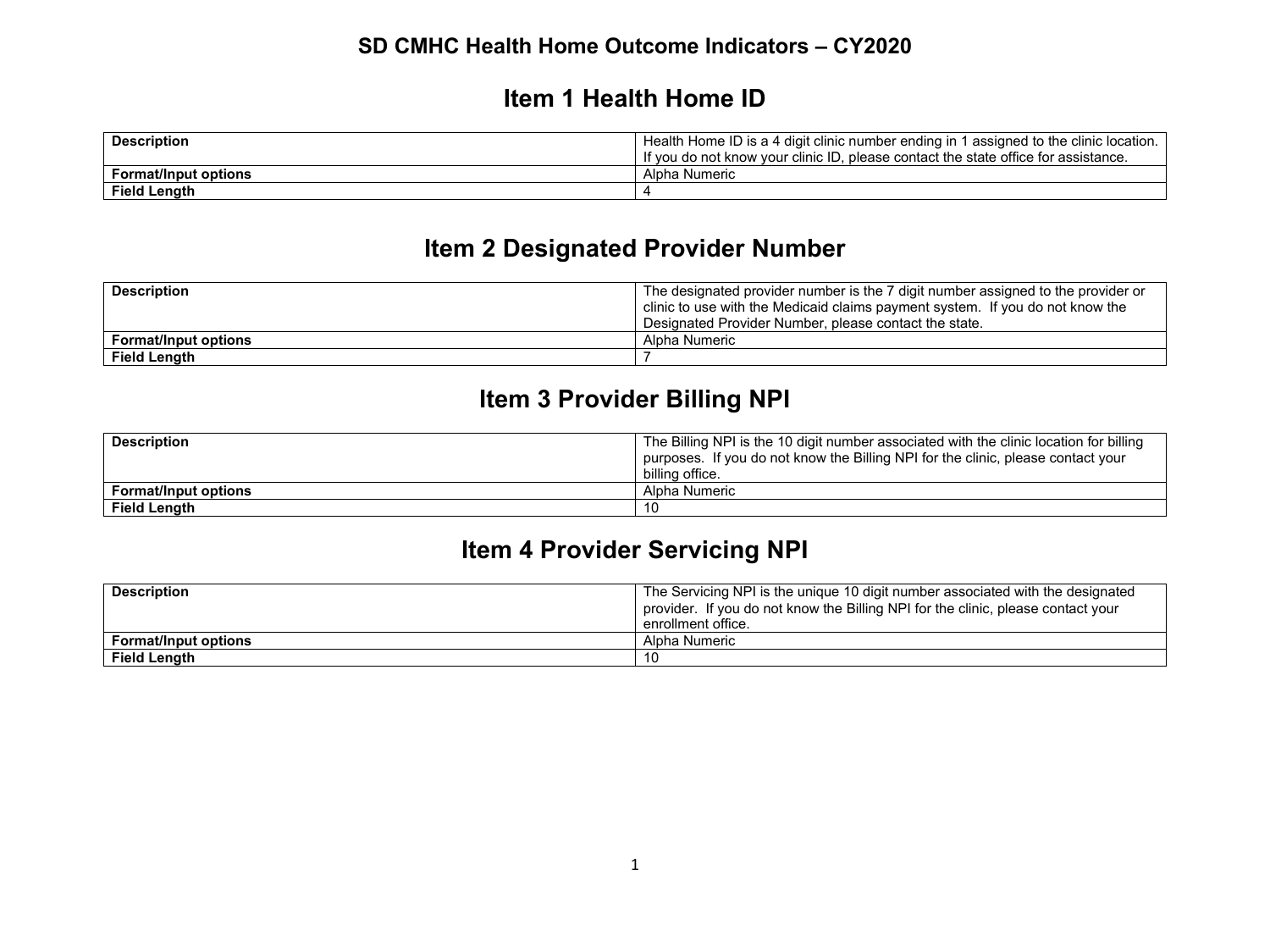# SD CMHC Health Home Outcome Indicators – CY2020

## Item 1 Health Home ID

| | |
|---|---|
| **Description** | Health Home ID is a 4 digit clinic number ending in 1 assigned to the clinic location. If you do not know your clinic ID, please contact the state office for assistance. |
| **Format/Input options** | Alpha Numeric |
| **Field Length** | 4 |

## Item 2 Designated Provider Number

| | |
|---|---|
| **Description** | The designated provider number is the 7 digit number assigned to the provider or clinic to use with the Medicaid claims payment system. If you do not know the Designated Provider Number, please contact the state. |
| **Format/Input options** | Alpha Numeric |
| **Field Length** | 7 |

## Item 3 Provider Billing NPI

| | |
|---|---|
| **Description** | The Billing NPI is the 10 digit number associated with the clinic location for billing purposes. If you do not know the Billing NPI for the clinic, please contact your billing office. |
| **Format/Input options** | Alpha Numeric |
| **Field Length** | 10 |

## Item 4 Provider Servicing NPI

| | |
|---|---|
| **Description** | The Servicing NPI is the unique 10 digit number associated with the designated provider. If you do not know the Billing NPI for the clinic, please contact your enrollment office. |
| **Format/Input options** | Alpha Numeric |
| **Field Length** | 10 |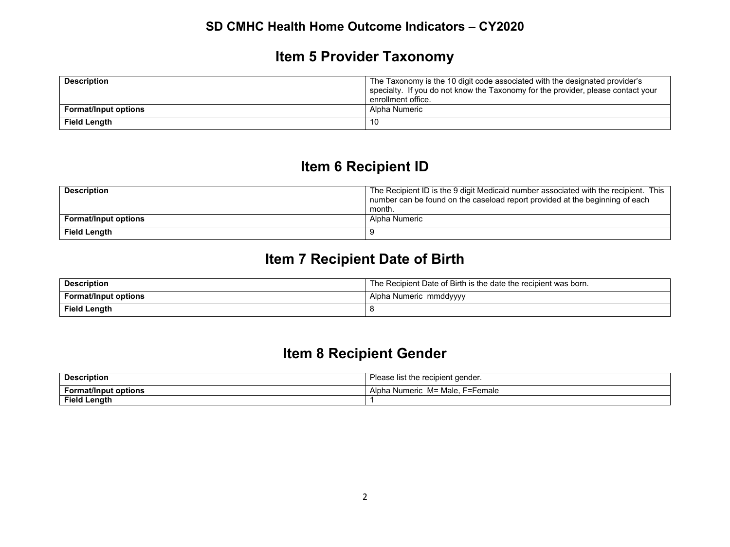## Item 5 Provider Taxonomy

| | |
|---|---|
| **Description** | The Taxonomy is the 10 digit code associated with the designated provider's specialty. If you do not know the Taxonomy for the provider, please contact your enrollment office. |
| **Format/Input options** | Alpha Numeric |
| **Field Length** | 10 |

## Item 6 Recipient ID

| | |
|---|---|
| **Description** | The Recipient ID is the 9 digit Medicaid number associated with the recipient. This number can be found on the caseload report provided at the beginning of each month. |
| **Format/Input options** | Alpha Numeric |
| **Field Length** | 9 |

## Item 7 Recipient Date of Birth

| | |
|---|---|
| **Description** | The Recipient Date of Birth is the date the recipient was born. |
| **Format/Input options** | Alpha Numeric mmddyyyy |
| **Field Length** | 8 |

## Item 8 Recipient Gender

| | |
|---|---|
| **Description** | Please list the recipient gender. |
| **Format/Input options** | Alpha Numeric M= Male, F=Female |
| **Field Length** | 1 |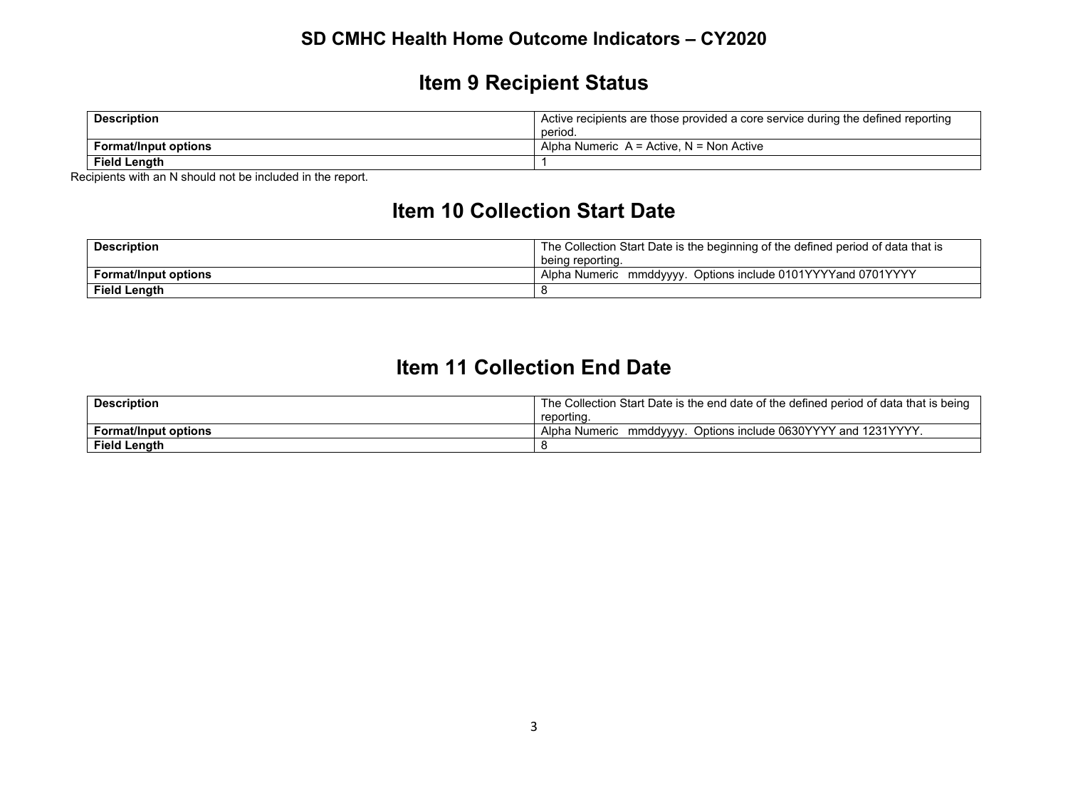## Item 9 Recipient Status

| | |
|---|---|
| **Description** | Active recipients are those provided a core service during the defined reporting period. |
| **Format/Input options** | Alpha Numeric  A = Active, N = Non Active |
| **Field Length** | 1 |

Recipients with an N should not be included in the report.

## Item 10 Collection Start Date

| | |
|---|---|
| **Description** | The Collection Start Date is the beginning of the defined period of data that is being reporting. |
| **Format/Input options** | Alpha Numeric   mmddyyyy.  Options include 0101YYYYand 0701YYYY |
| **Field Length** | 8 |

## Item 11 Collection End Date

| | |
|---|---|
| **Description** | The Collection Start Date is the end date of the defined period of data that is being reporting. |
| **Format/Input options** | Alpha Numeric   mmddyyyy.  Options include 0630YYYY and 1231YYYY. |
| **Field Length** | 8 |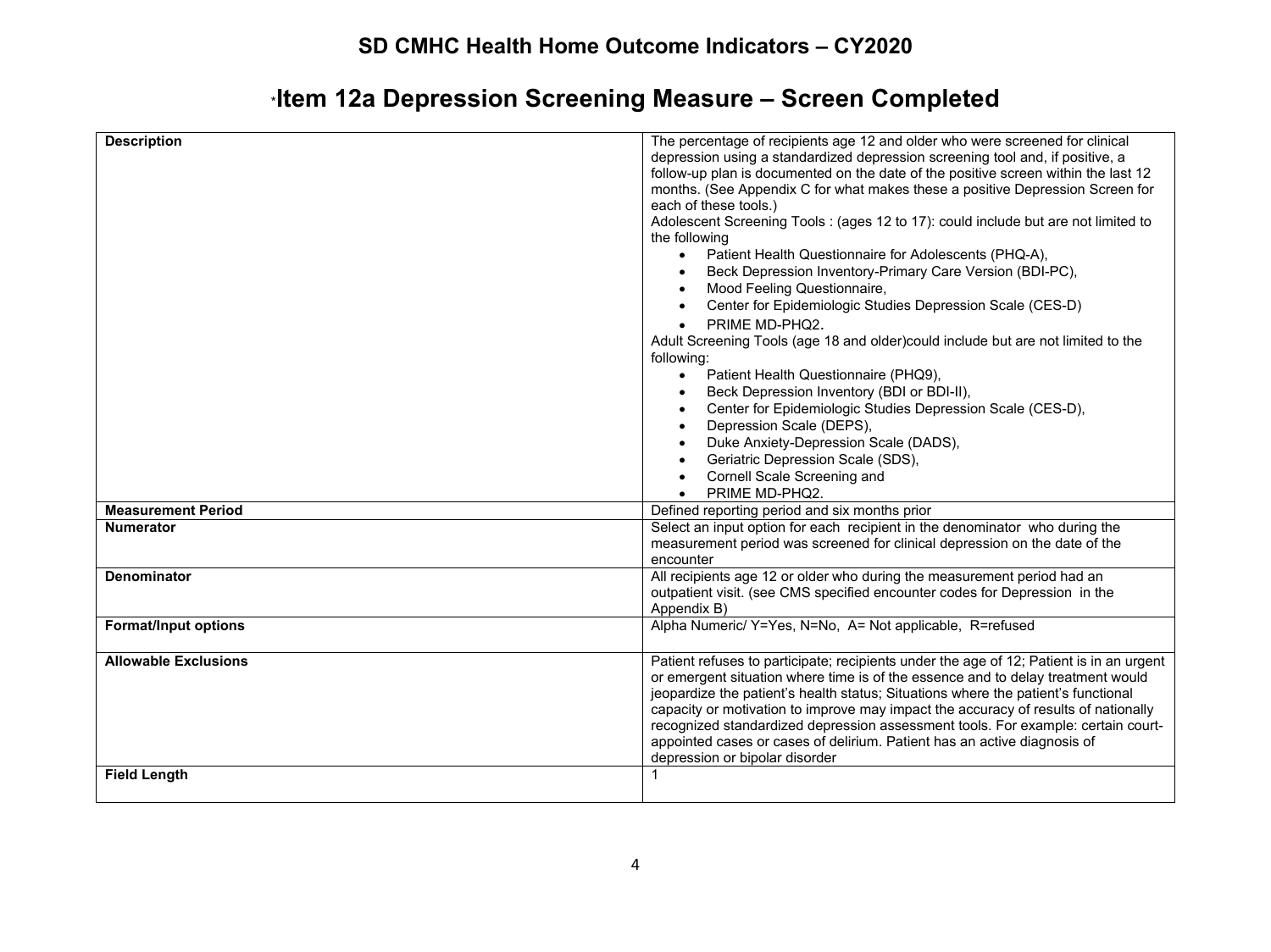## SD CMHC Health Home Outcome Indicators – CY2020

# *Item 12a Depression Screening Measure – Screen Completed

| | |
|---|---|
| **Description** | The percentage of recipients age 12 and older who were screened for clinical depression using a standardized depression screening tool and, if positive, a follow-up plan is documented on the date of the positive screen within the last 12 months. (See Appendix C for what makes these a positive Depression Screen for each of these tools.)<br>Adolescent Screening Tools : (ages 12 to 17): could include but are not limited to the following<br>• Patient Health Questionnaire for Adolescents (PHQ-A),<br>• Beck Depression Inventory-Primary Care Version (BDI-PC),<br>• Mood Feeling Questionnaire,<br>• Center for Epidemiologic Studies Depression Scale (CES-D)<br>• PRIME MD-PHQ2.<br>Adult Screening Tools (age 18 and older)could include but are not limited to the following:<br>• Patient Health Questionnaire (PHQ9),<br>• Beck Depression Inventory (BDI or BDI-II),<br>• Center for Epidemiologic Studies Depression Scale (CES-D),<br>• Depression Scale (DEPS),<br>• Duke Anxiety-Depression Scale (DADS),<br>• Geriatric Depression Scale (SDS),<br>• Cornell Scale Screening and<br>• PRIME MD-PHQ2. |
| **Measurement Period** | Defined reporting period and six months prior |
| **Numerator** | Select an input option for each recipient in the denominator who during the measurement period was screened for clinical depression on the date of the encounter |
| **Denominator** | All recipients age 12 or older who during the measurement period had an outpatient visit. (see CMS specified encounter codes for Depression in the Appendix B) |
| **Format/Input options** | Alpha Numeric/ Y=Yes, N=No, A= Not applicable, R=refused |
| **Allowable Exclusions** | Patient refuses to participate; recipients under the age of 12; Patient is in an urgent or emergent situation where time is of the essence and to delay treatment would jeopardize the patient's health status; Situations where the patient's functional capacity or motivation to improve may impact the accuracy of results of nationally recognized standardized depression assessment tools. For example: certain court-appointed cases or cases of delirium. Patient has an active diagnosis of depression or bipolar disorder |
| **Field Length** | 1 |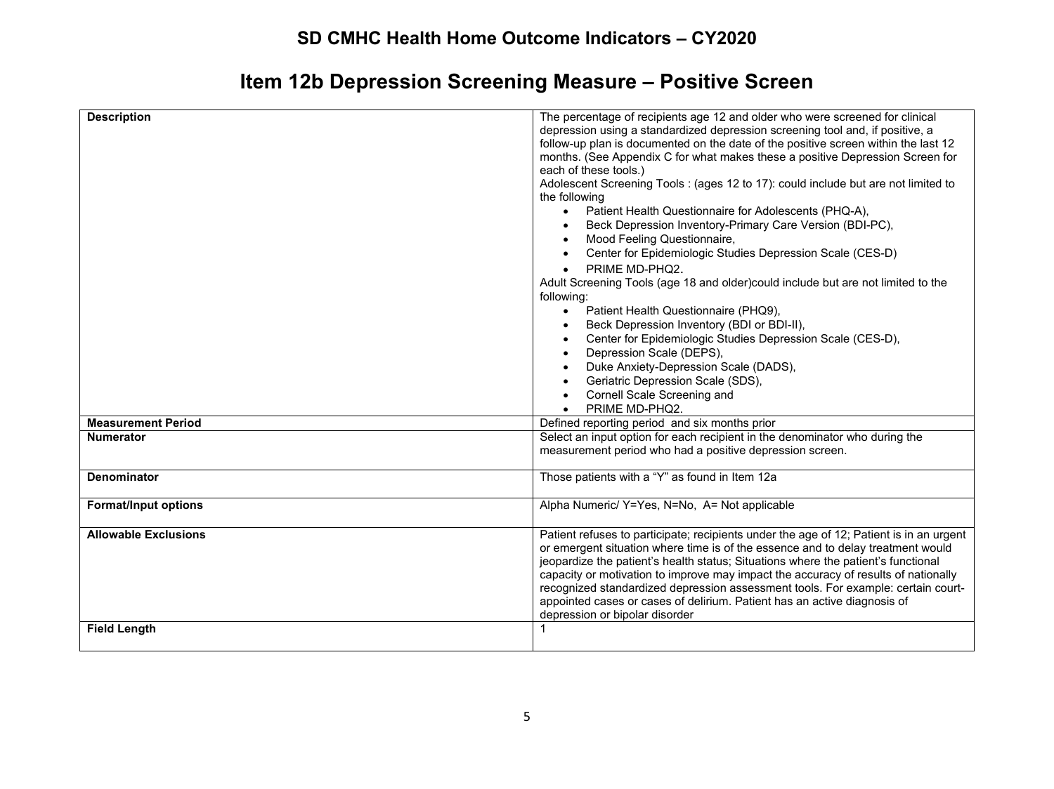# SD CMHC Health Home Outcome Indicators – CY2020

## Item 12b Depression Screening Measure – Positive Screen

| | |
|---|---|
| **Description** | The percentage of recipients age 12 and older who were screened for clinical depression using a standardized depression screening tool and, if positive, a follow-up plan is documented on the date of the positive screen within the last 12 months. (See Appendix C for what makes these a positive Depression Screen for each of these tools.)<br>Adolescent Screening Tools : (ages 12 to 17): could include but are not limited to the following<br>• Patient Health Questionnaire for Adolescents (PHQ-A),<br>• Beck Depression Inventory-Primary Care Version (BDI-PC),<br>• Mood Feeling Questionnaire,<br>• Center for Epidemiologic Studies Depression Scale (CES-D)<br>• PRIME MD-PHQ2.<br>Adult Screening Tools (age 18 and older)could include but are not limited to the following:<br>• Patient Health Questionnaire (PHQ9),<br>• Beck Depression Inventory (BDI or BDI-II),<br>• Center for Epidemiologic Studies Depression Scale (CES-D),<br>• Depression Scale (DEPS),<br>• Duke Anxiety-Depression Scale (DADS),<br>• Geriatric Depression Scale (SDS),<br>• Cornell Scale Screening and<br>• PRIME MD-PHQ2. |
| **Measurement Period** | Defined reporting period and six months prior |
| **Numerator** | Select an input option for each recipient in the denominator who during the measurement period who had a positive depression screen. |
| **Denominator** | Those patients with a "Y" as found in Item 12a |
| **Format/Input options** | Alpha Numeric/ Y=Yes, N=No, A= Not applicable |
| **Allowable Exclusions** | Patient refuses to participate; recipients under the age of 12; Patient is in an urgent or emergent situation where time is of the essence and to delay treatment would jeopardize the patient's health status; Situations where the patient's functional capacity or motivation to improve may impact the accuracy of results of nationally recognized standardized depression assessment tools. For example: certain court-appointed cases or cases of delirium. Patient has an active diagnosis of depression or bipolar disorder |
| **Field Length** | 1 |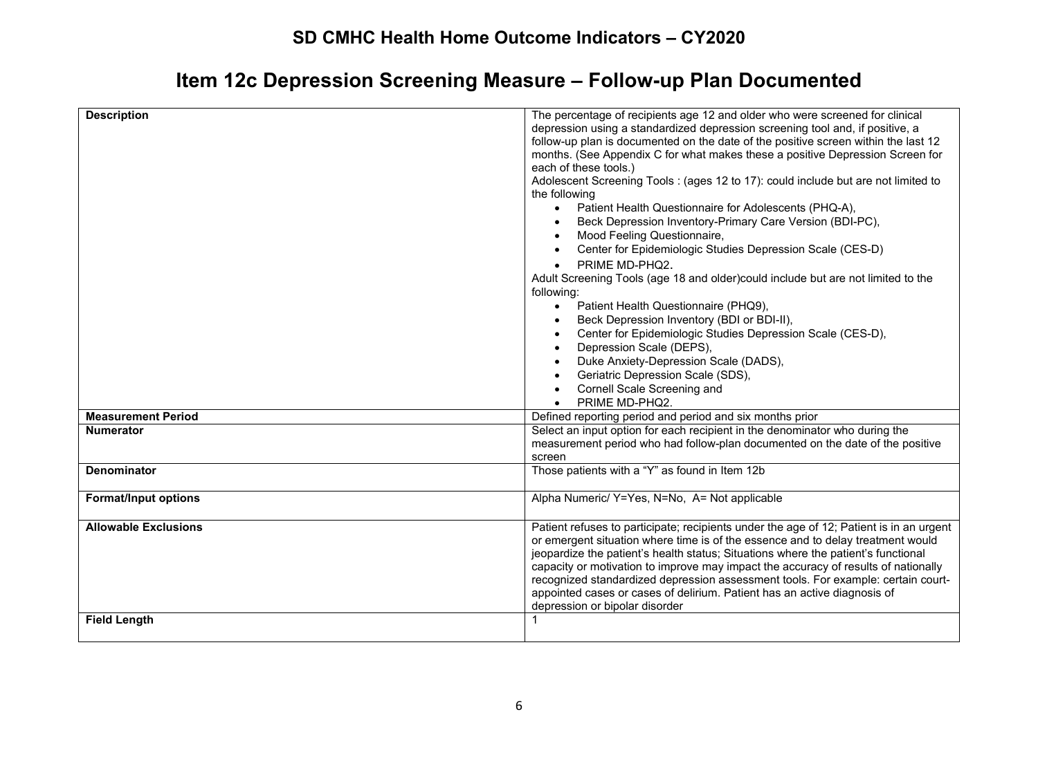## SD CMHC Health Home Outcome Indicators – CY2020

# Item 12c Depression Screening Measure – Follow-up Plan Documented

| | |
|---|---|
| **Description** | The percentage of recipients age 12 and older who were screened for clinical depression using a standardized depression screening tool and, if positive, a follow-up plan is documented on the date of the positive screen within the last 12 months. (See Appendix C for what makes these a positive Depression Screen for each of these tools.)<br>Adolescent Screening Tools : (ages 12 to 17): could include but are not limited to the following<br>• Patient Health Questionnaire for Adolescents (PHQ-A),<br>• Beck Depression Inventory-Primary Care Version (BDI-PC),<br>• Mood Feeling Questionnaire,<br>• Center for Epidemiologic Studies Depression Scale (CES-D)<br>• PRIME MD-PHQ2.<br>Adult Screening Tools (age 18 and older)could include but are not limited to the following:<br>• Patient Health Questionnaire (PHQ9),<br>• Beck Depression Inventory (BDI or BDI-II),<br>• Center for Epidemiologic Studies Depression Scale (CES-D),<br>• Depression Scale (DEPS),<br>• Duke Anxiety-Depression Scale (DADS),<br>• Geriatric Depression Scale (SDS),<br>• Cornell Scale Screening and<br>• PRIME MD-PHQ2. |
| **Measurement Period** | Defined reporting period and period and six months prior |
| **Numerator** | Select an input option for each recipient in the denominator who during the measurement period who had follow-plan documented on the date of the positive screen |
| **Denominator** | Those patients with a "Y" as found in Item 12b |
| **Format/Input options** | Alpha Numeric/ Y=Yes, N=No, A= Not applicable |
| **Allowable Exclusions** | Patient refuses to participate; recipients under the age of 12; Patient is in an urgent or emergent situation where time is of the essence and to delay treatment would jeopardize the patient's health status; Situations where the patient's functional capacity or motivation to improve may impact the accuracy of results of nationally recognized standardized depression assessment tools. For example: certain court-appointed cases or cases of delirium. Patient has an active diagnosis of depression or bipolar disorder |
| **Field Length** | 1 |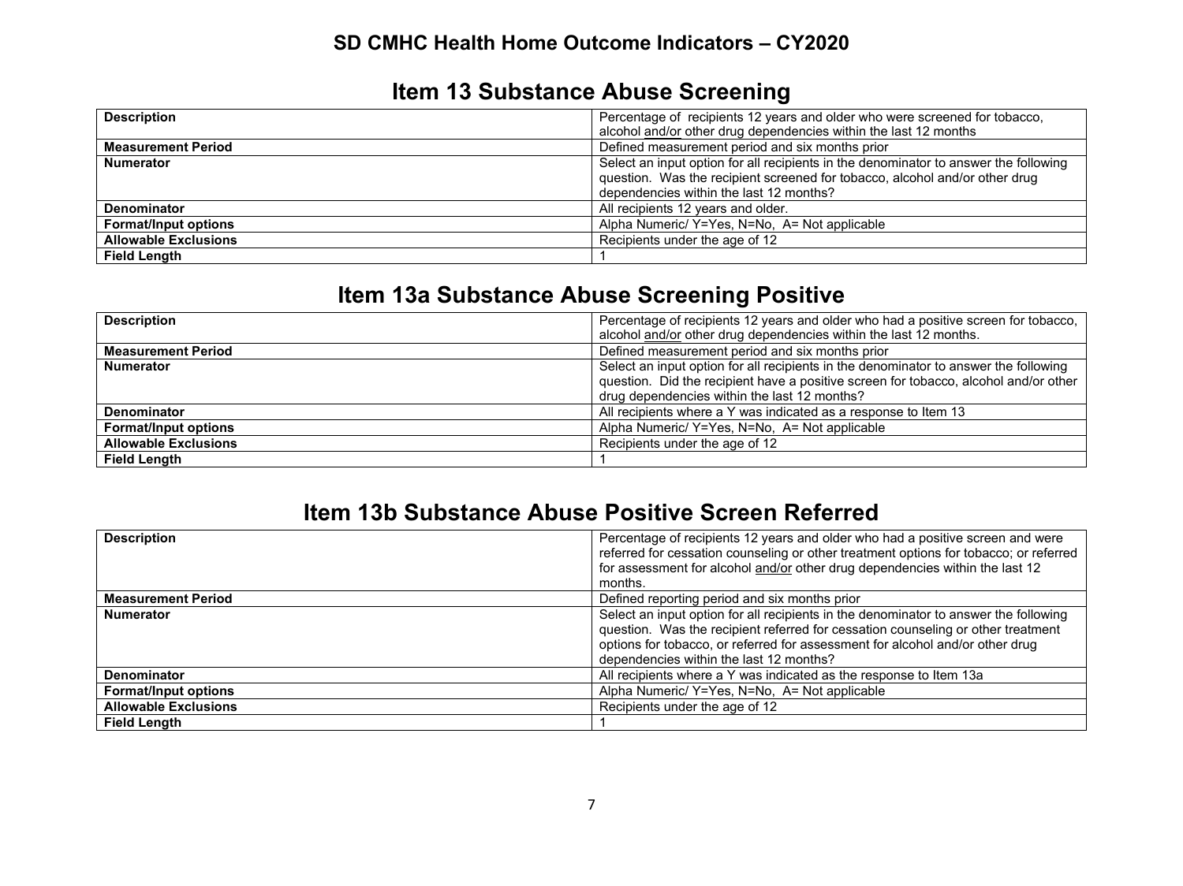## SD CMHC Health Home Outcome Indicators – CY2020

# Item 13 Substance Abuse Screening

| | |
|---|---|
| **Description** | Percentage of recipients 12 years and older who were screened for tobacco, alcohol and/or other drug dependencies within the last 12 months |
| **Measurement Period** | Defined measurement period and six months prior |
| **Numerator** | Select an input option for all recipients in the denominator to answer the following question. Was the recipient screened for tobacco, alcohol and/or other drug dependencies within the last 12 months? |
| **Denominator** | All recipients 12 years and older. |
| **Format/Input options** | Alpha Numeric/ Y=Yes, N=No, A= Not applicable |
| **Allowable Exclusions** | Recipients under the age of 12 |
| **Field Length** | 1 |

# Item 13a Substance Abuse Screening Positive

| | |
|---|---|
| **Description** | Percentage of recipients 12 years and older who had a positive screen for tobacco, alcohol and/or other drug dependencies within the last 12 months. |
| **Measurement Period** | Defined measurement period and six months prior |
| **Numerator** | Select an input option for all recipients in the denominator to answer the following question. Did the recipient have a positive screen for tobacco, alcohol and/or other drug dependencies within the last 12 months? |
| **Denominator** | All recipients where a Y was indicated as a response to Item 13 |
| **Format/Input options** | Alpha Numeric/ Y=Yes, N=No, A= Not applicable |
| **Allowable Exclusions** | Recipients under the age of 12 |
| **Field Length** | 1 |

# Item 13b Substance Abuse Positive Screen Referred

| | |
|---|---|
| **Description** | Percentage of recipients 12 years and older who had a positive screen and were referred for cessation counseling or other treatment options for tobacco; or referred for assessment for alcohol and/or other drug dependencies within the last 12 months. |
| **Measurement Period** | Defined reporting period and six months prior |
| **Numerator** | Select an input option for all recipients in the denominator to answer the following question. Was the recipient referred for cessation counseling or other treatment options for tobacco, or referred for assessment for alcohol and/or other drug dependencies within the last 12 months? |
| **Denominator** | All recipients where a Y was indicated as the response to Item 13a |
| **Format/Input options** | Alpha Numeric/ Y=Yes, N=No, A= Not applicable |
| **Allowable Exclusions** | Recipients under the age of 12 |
| **Field Length** | 1 |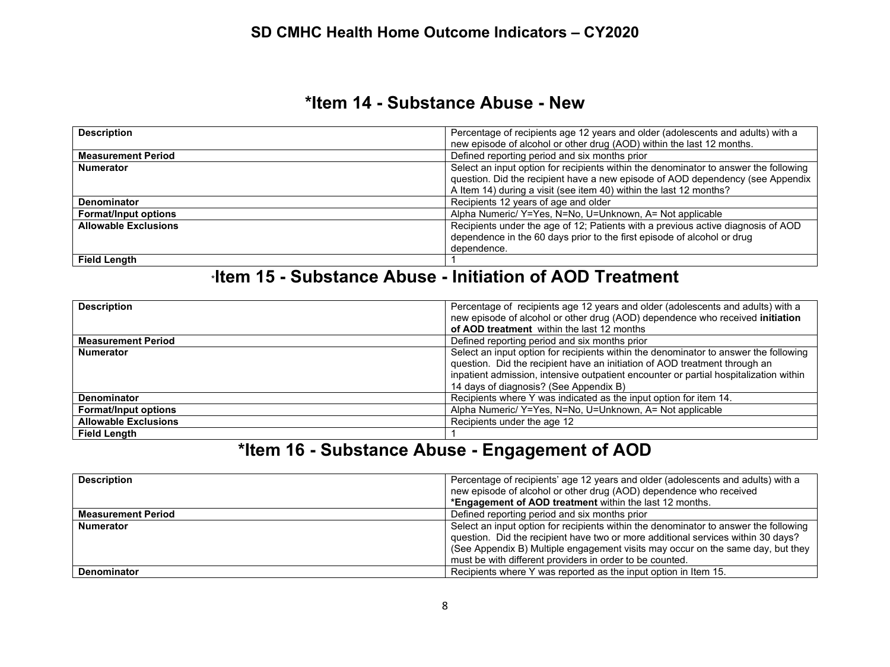## *Item 14 - Substance Abuse - New

| | |
|---|---|
| **Description** | Percentage of recipients age 12 years and older (adolescents and adults) with a new episode of alcohol or other drug (AOD) within the last 12 months. |
| **Measurement Period** | Defined reporting period and six months prior |
| **Numerator** | Select an input option for recipients within the denominator to answer the following question. Did the recipient have a new episode of AOD dependency (see Appendix A Item 14) during a visit (see item 40) within the last 12 months? |
| **Denominator** | Recipients 12 years of age and older |
| **Format/Input options** | Alpha Numeric/ Y=Yes, N=No, U=Unknown, A= Not applicable |
| **Allowable Exclusions** | Recipients under the age of 12; Patients with a previous active diagnosis of AOD dependence in the 60 days prior to the first episode of alcohol or drug dependence. |
| **Field Length** | 1 |

## *Item 15 - Substance Abuse - Initiation of AOD Treatment

| | |
|---|---|
| **Description** | Percentage of recipients age 12 years and older (adolescents and adults) with a new episode of alcohol or other drug (AOD) dependence who received **initiation of AOD treatment** within the last 12 months |
| **Measurement Period** | Defined reporting period and six months prior |
| **Numerator** | Select an input option for recipients within the denominator to answer the following question. Did the recipient have an initiation of AOD treatment through an inpatient admission, intensive outpatient encounter or partial hospitalization within 14 days of diagnosis? (See Appendix B) |
| **Denominator** | Recipients where Y was indicated as the input option for item 14. |
| **Format/Input options** | Alpha Numeric/ Y=Yes, N=No, U=Unknown, A= Not applicable |
| **Allowable Exclusions** | Recipients under the age 12 |
| **Field Length** | 1 |

## *Item 16 - Substance Abuse - Engagement of AOD

| | |
|---|---|
| **Description** | Percentage of recipients' age 12 years and older (adolescents and adults) with a new episode of alcohol or other drug (AOD) dependence who received ***Engagement of AOD treatment** within the last 12 months. |
| **Measurement Period** | Defined reporting period and six months prior |
| **Numerator** | Select an input option for recipients within the denominator to answer the following question. Did the recipient have two or more additional services within 30 days? (See Appendix B) Multiple engagement visits may occur on the same day, but they must be with different providers in order to be counted. |
| **Denominator** | Recipients where Y was reported as the input option in Item 15. |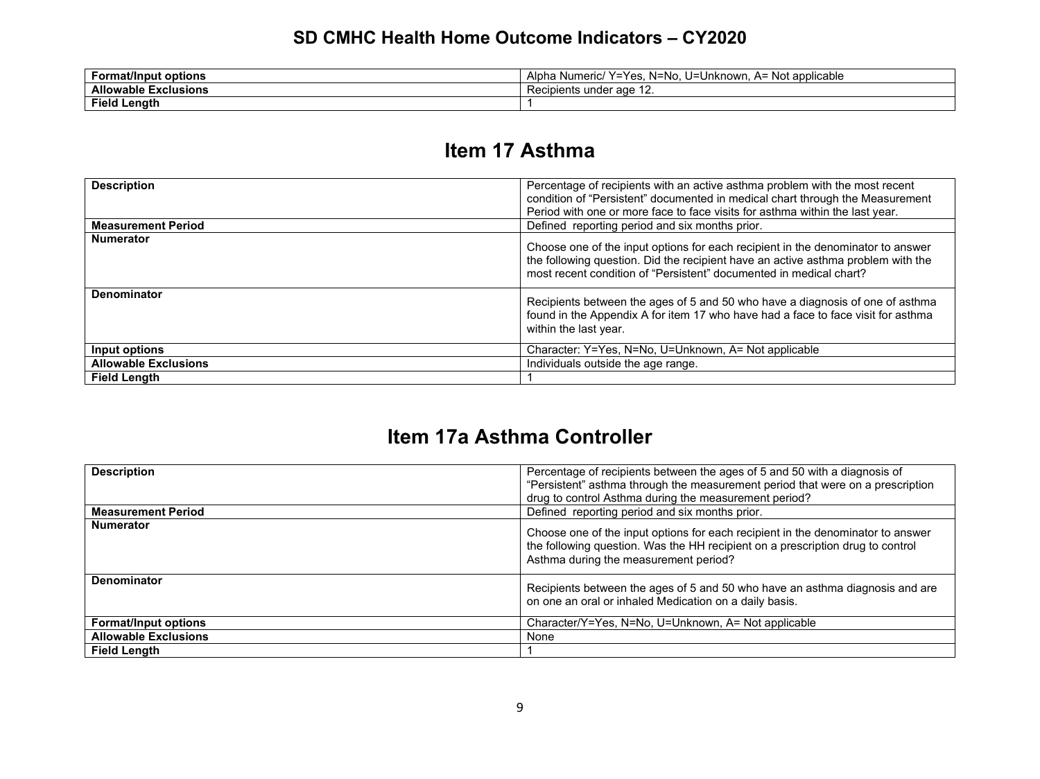| | |
|---|---|
| **Format/Input options** | Alpha Numeric/ Y=Yes, N=No, U=Unknown, A= Not applicable |
| **Allowable Exclusions** | Recipients under age 12. |
| **Field Length** | 1 |

## Item 17 Asthma

| | |
|---|---|
| **Description** | Percentage of recipients with an active asthma problem with the most recent condition of "Persistent" documented in medical chart through the Measurement Period with one or more face to face visits for asthma within the last year. |
| **Measurement Period** | Defined reporting period and six months prior. |
| **Numerator** | Choose one of the input options for each recipient in the denominator to answer the following question. Did the recipient have an active asthma problem with the most recent condition of "Persistent" documented in medical chart? |
| **Denominator** | Recipients between the ages of 5 and 50 who have a diagnosis of one of asthma found in the Appendix A for item 17 who have had a face to face visit for asthma within the last year. |
| **Input options** | Character: Y=Yes, N=No, U=Unknown, A= Not applicable |
| **Allowable Exclusions** | Individuals outside the age range. |
| **Field Length** | 1 |

## Item 17a Asthma Controller

| | |
|---|---|
| **Description** | Percentage of recipients between the ages of 5 and 50 with a diagnosis of "Persistent" asthma through the measurement period that were on a prescription drug to control Asthma during the measurement period? |
| **Measurement Period** | Defined reporting period and six months prior. |
| **Numerator** | Choose one of the input options for each recipient in the denominator to answer the following question. Was the HH recipient on a prescription drug to control Asthma during the measurement period? |
| **Denominator** | Recipients between the ages of 5 and 50 who have an asthma diagnosis and are on one an oral or inhaled Medication on a daily basis. |
| **Format/Input options** | Character/Y=Yes, N=No, U=Unknown, A= Not applicable |
| **Allowable Exclusions** | None |
| **Field Length** | 1 |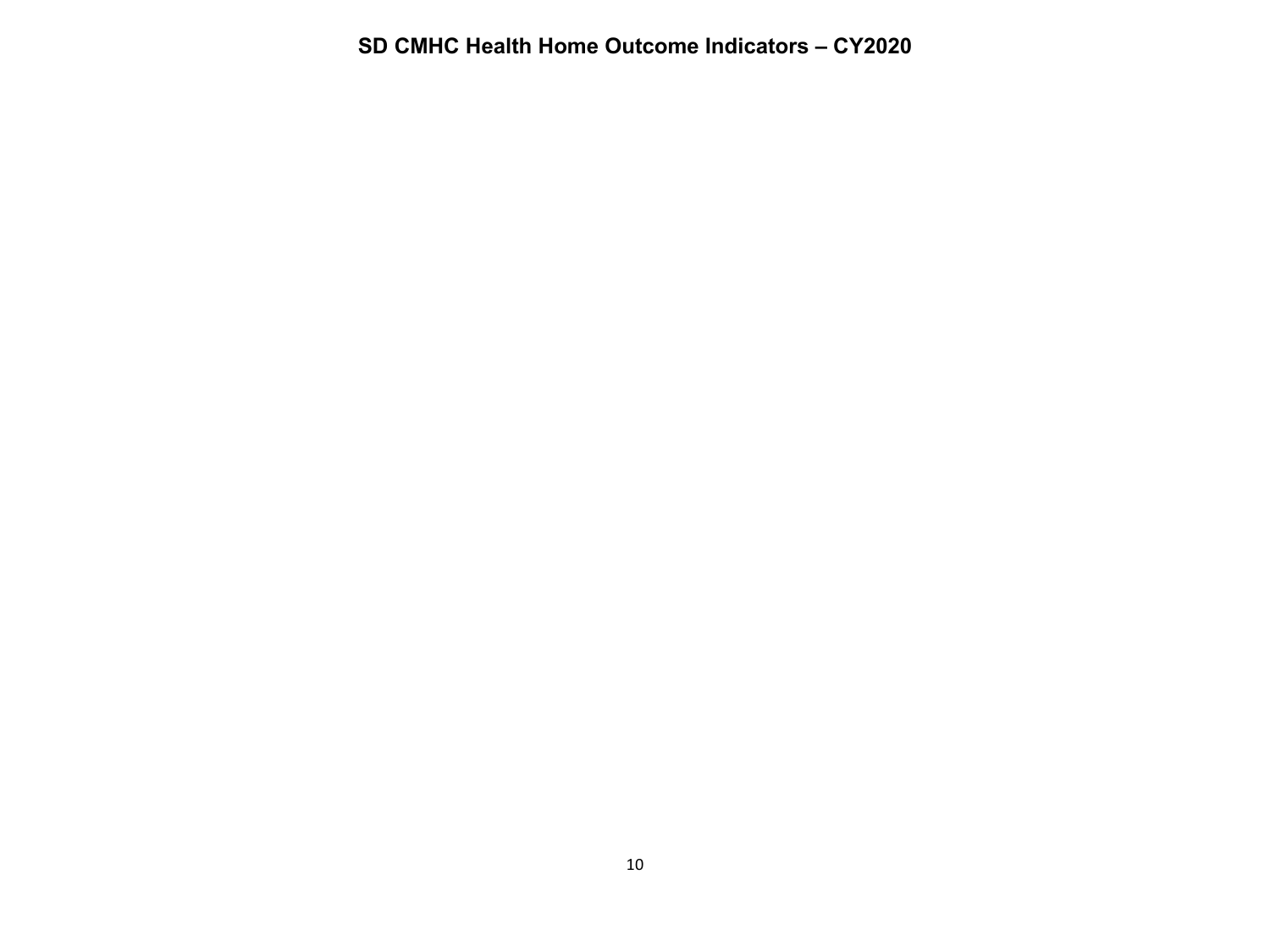## SD CMHC Health Home Outcome Indicators – CY2020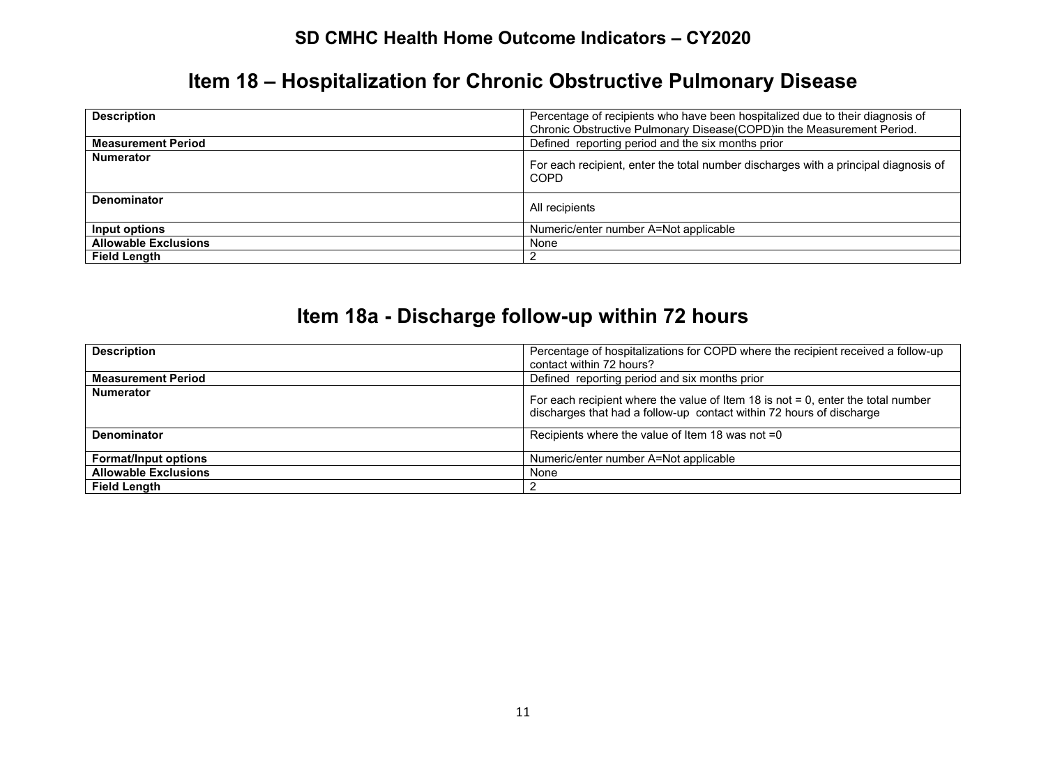## SD CMHC Health Home Outcome Indicators – CY2020

# Item 18 – Hospitalization for Chronic Obstructive Pulmonary Disease

| | |
|---|---|
| **Description** | Percentage of recipients who have been hospitalized due to their diagnosis of Chronic Obstructive Pulmonary Disease(COPD)in the Measurement Period. |
| **Measurement Period** | Defined reporting period and the six months prior |
| **Numerator** | For each recipient, enter the total number discharges with a principal diagnosis of COPD |
| **Denominator** | All recipients |
| **Input options** | Numeric/enter number A=Not applicable |
| **Allowable Exclusions** | None |
| **Field Length** | 2 |

# Item 18a - Discharge follow-up within 72 hours

| | |
|---|---|
| **Description** | Percentage of hospitalizations for COPD where the recipient received a follow-up contact within 72 hours? |
| **Measurement Period** | Defined reporting period and six months prior |
| **Numerator** | For each recipient where the value of Item 18 is not = 0, enter the total number discharges that had a follow-up contact within 72 hours of discharge |
| **Denominator** | Recipients where the value of Item 18 was not =0 |
| **Format/Input options** | Numeric/enter number A=Not applicable |
| **Allowable Exclusions** | None |
| **Field Length** | 2 |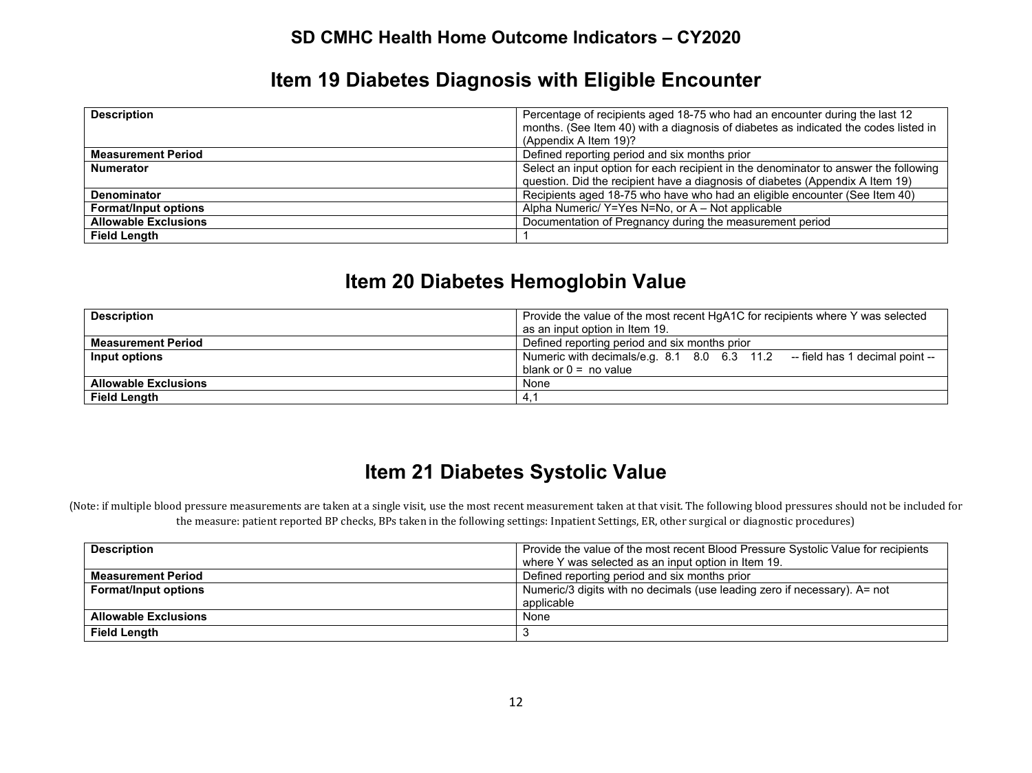## SD CMHC Health Home Outcome Indicators – CY2020

# Item 19 Diabetes Diagnosis with Eligible Encounter

| | |
|---|---|
| **Description** | Percentage of recipients aged 18-75 who had an encounter during the last 12 months. (See Item 40) with a diagnosis of diabetes as indicated the codes listed in (Appendix A Item 19)? |
| **Measurement Period** | Defined reporting period and six months prior |
| **Numerator** | Select an input option for each recipient in the denominator to answer the following question. Did the recipient have a diagnosis of diabetes (Appendix A Item 19) |
| **Denominator** | Recipients aged 18-75 who have who had an eligible encounter (See Item 40) |
| **Format/Input options** | Alpha Numeric/ Y=Yes N=No, or A – Not applicable |
| **Allowable Exclusions** | Documentation of Pregnancy during the measurement period |
| **Field Length** | 1 |

# Item 20 Diabetes Hemoglobin Value

| | |
|---|---|
| **Description** | Provide the value of the most recent HgA1C for recipients where Y was selected as an input option in Item 19. |
| **Measurement Period** | Defined reporting period and six months prior |
| **Input options** | Numeric with decimals/e.g. 8.1 8.0 6.3 11.2 -- field has 1 decimal point -- blank or 0 = no value |
| **Allowable Exclusions** | None |
| **Field Length** | 4,1 |

# Item 21 Diabetes Systolic Value

(Note: if multiple blood pressure measurements are taken at a single visit, use the most recent measurement taken at that visit. The following blood pressures should not be included for the measure: patient reported BP checks, BPs taken in the following settings: Inpatient Settings, ER, other surgical or diagnostic procedures)

| | |
|---|---|
| **Description** | Provide the value of the most recent Blood Pressure Systolic Value for recipients where Y was selected as an input option in Item 19. |
| **Measurement Period** | Defined reporting period and six months prior |
| **Format/Input options** | Numeric/3 digits with no decimals (use leading zero if necessary). A= not applicable |
| **Allowable Exclusions** | None |
| **Field Length** | 3 |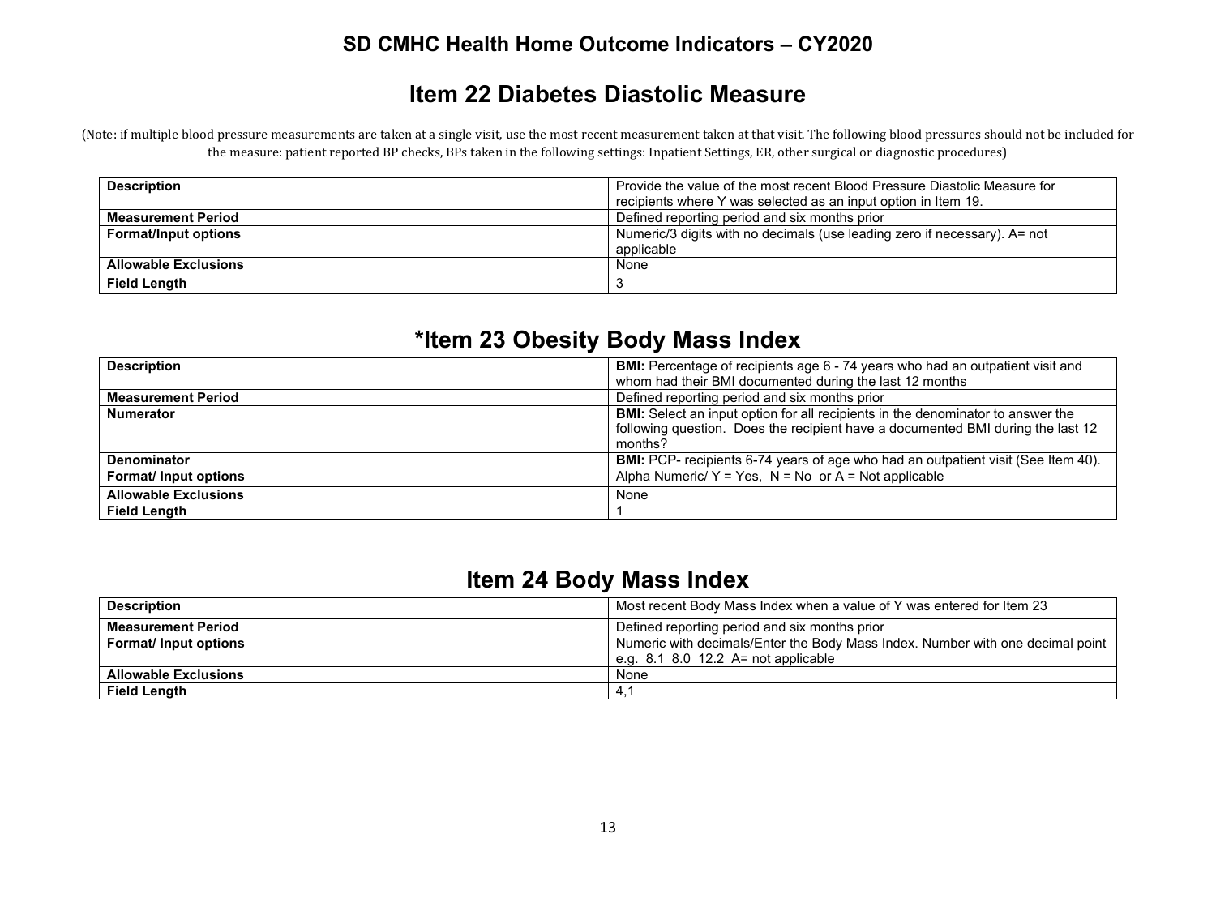## SD CMHC Health Home Outcome Indicators – CY2020

# Item 22 Diabetes Diastolic Measure

(Note: if multiple blood pressure measurements are taken at a single visit, use the most recent measurement taken at that visit. The following blood pressures should not be included for the measure: patient reported BP checks, BPs taken in the following settings: Inpatient Settings, ER, other surgical or diagnostic procedures)

| | |
|---|---|
| **Description** | Provide the value of the most recent Blood Pressure Diastolic Measure for recipients where Y was selected as an input option in Item 19. |
| **Measurement Period** | Defined reporting period and six months prior |
| **Format/Input options** | Numeric/3 digits with no decimals (use leading zero if necessary). A= not applicable |
| **Allowable Exclusions** | None |
| **Field Length** | 3 |

# *Item 23 Obesity Body Mass Index

| | |
|---|---|
| **Description** | **BMI:** Percentage of recipients age 6 - 74 years who had an outpatient visit and whom had their BMI documented during the last 12 months |
| **Measurement Period** | Defined reporting period and six months prior |
| **Numerator** | **BMI:** Select an input option for all recipients in the denominator to answer the following question. Does the recipient have a documented BMI during the last 12 months? |
| **Denominator** | **BMI:** PCP- recipients 6-74 years of age who had an outpatient visit (See Item 40). |
| **Format/ Input options** | Alpha Numeric/ Y = Yes, N = No or A = Not applicable |
| **Allowable Exclusions** | None |
| **Field Length** | 1 |

# Item 24 Body Mass Index

| | |
|---|---|
| **Description** | Most recent Body Mass Index when a value of Y was entered for Item 23 |
| **Measurement Period** | Defined reporting period and six months prior |
| **Format/ Input options** | Numeric with decimals/Enter the Body Mass Index. Number with one decimal point e.g. 8.1 8.0 12.2 A= not applicable |
| **Allowable Exclusions** | None |
| **Field Length** | 4,1 |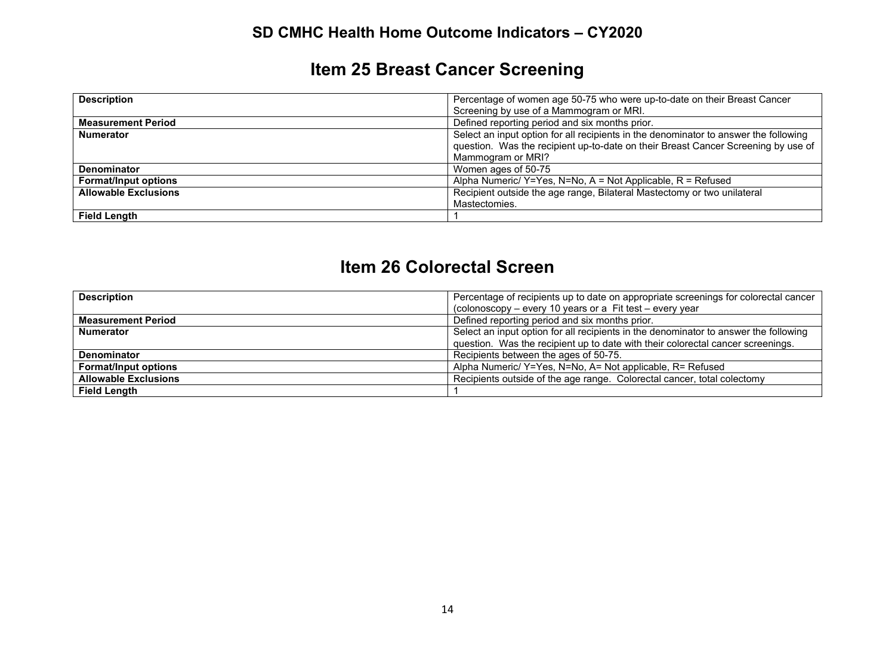## SD CMHC Health Home Outcome Indicators – CY2020

# Item 25 Breast Cancer Screening

| | |
|---|---|
| **Description** | Percentage of women age 50-75 who were up-to-date on their Breast Cancer Screening by use of a Mammogram or MRI. |
| **Measurement Period** | Defined reporting period and six months prior. |
| **Numerator** | Select an input option for all recipients in the denominator to answer the following question. Was the recipient up-to-date on their Breast Cancer Screening by use of Mammogram or MRI? |
| **Denominator** | Women ages of 50-75 |
| **Format/Input options** | Alpha Numeric/ Y=Yes, N=No, A = Not Applicable, R = Refused |
| **Allowable Exclusions** | Recipient outside the age range, Bilateral Mastectomy or two unilateral Mastectomies. |
| **Field Length** | 1 |

# Item 26 Colorectal Screen

| | |
|---|---|
| **Description** | Percentage of recipients up to date on appropriate screenings for colorectal cancer (colonoscopy – every 10 years or a Fit test – every year |
| **Measurement Period** | Defined reporting period and six months prior. |
| **Numerator** | Select an input option for all recipients in the denominator to answer the following question. Was the recipient up to date with their colorectal cancer screenings. |
| **Denominator** | Recipients between the ages of 50-75. |
| **Format/Input options** | Alpha Numeric/ Y=Yes, N=No, A= Not applicable, R= Refused |
| **Allowable Exclusions** | Recipients outside of the age range. Colorectal cancer, total colectomy |
| **Field Length** | 1 |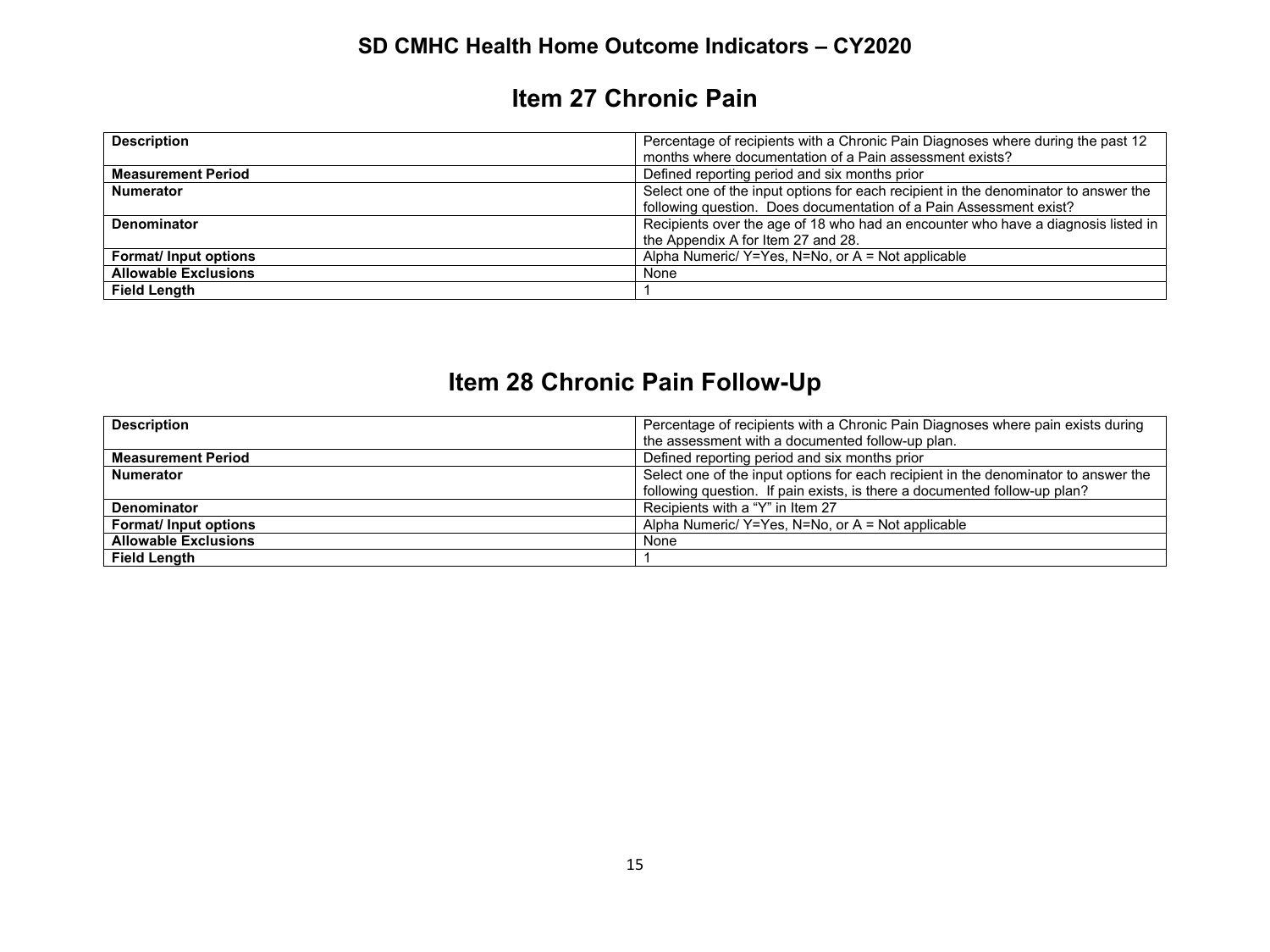# SD CMHC Health Home Outcome Indicators – CY2020

## Item 27 Chronic Pain

| | |
|---|---|
| **Description** | Percentage of recipients with a Chronic Pain Diagnoses where during the past 12 months where documentation of a Pain assessment exists? |
| **Measurement Period** | Defined reporting period and six months prior |
| **Numerator** | Select one of the input options for each recipient in the denominator to answer the following question. Does documentation of a Pain Assessment exist? |
| **Denominator** | Recipients over the age of 18 who had an encounter who have a diagnosis listed in the Appendix A for Item 27 and 28. |
| **Format/ Input options** | Alpha Numeric/ Y=Yes, N=No, or A = Not applicable |
| **Allowable Exclusions** | None |
| **Field Length** | 1 |

## Item 28 Chronic Pain Follow-Up

| | |
|---|---|
| **Description** | Percentage of recipients with a Chronic Pain Diagnoses where pain exists during the assessment with a documented follow-up plan. |
| **Measurement Period** | Defined reporting period and six months prior |
| **Numerator** | Select one of the input options for each recipient in the denominator to answer the following question. If pain exists, is there a documented follow-up plan? |
| **Denominator** | Recipients with a "Y" in Item 27 |
| **Format/ Input options** | Alpha Numeric/ Y=Yes, N=No, or A = Not applicable |
| **Allowable Exclusions** | None |
| **Field Length** | 1 |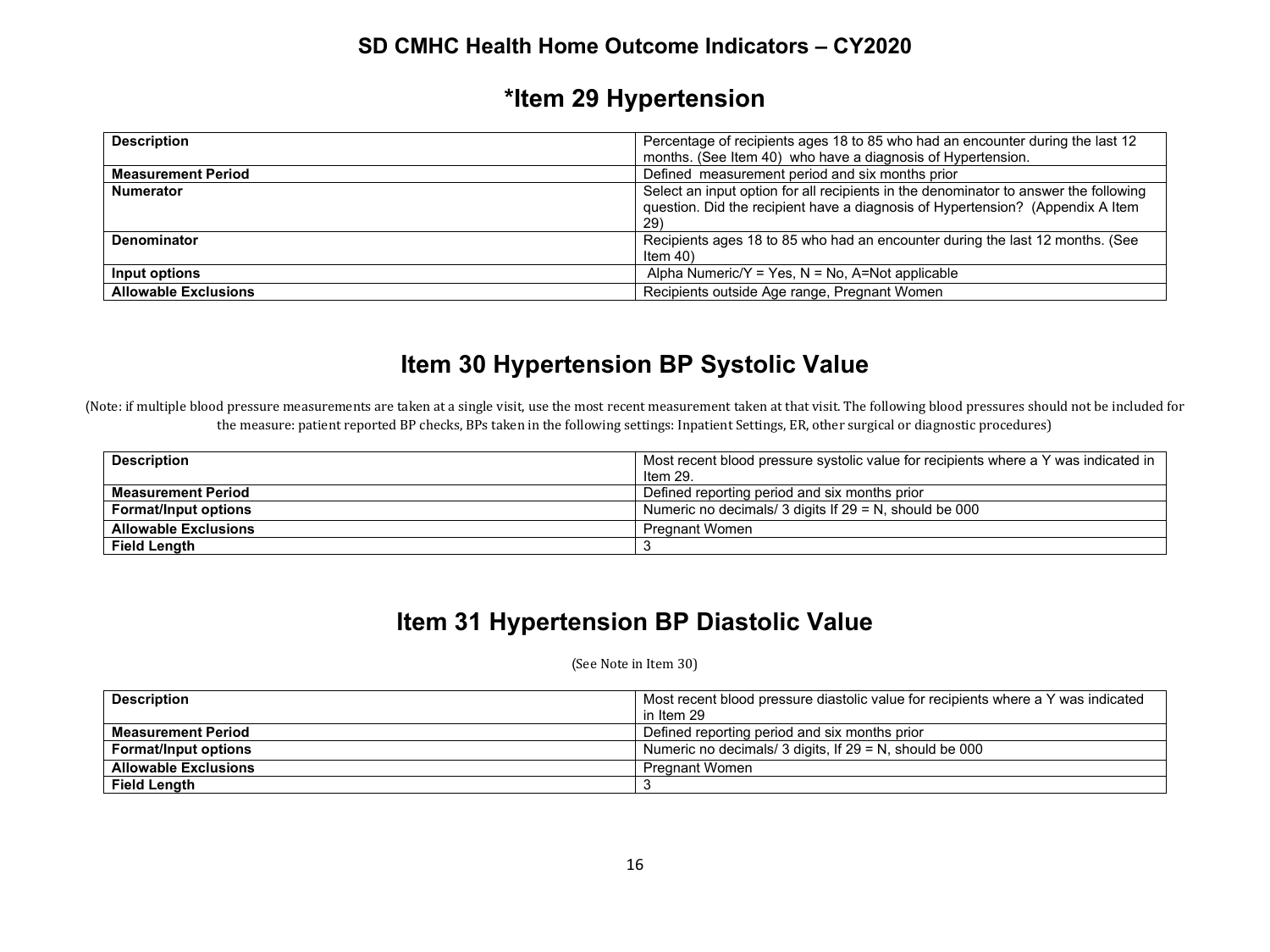# SD CMHC Health Home Outcome Indicators – CY2020

## *Item 29 Hypertension

| | |
|---|---|
| **Description** | Percentage of recipients ages 18 to 85 who had an encounter during the last 12 months. (See Item 40) who have a diagnosis of Hypertension. |
| **Measurement Period** | Defined measurement period and six months prior |
| **Numerator** | Select an input option for all recipients in the denominator to answer the following question. Did the recipient have a diagnosis of Hypertension? (Appendix A Item 29) |
| **Denominator** | Recipients ages 18 to 85 who had an encounter during the last 12 months. (See Item 40) |
| **Input options** | Alpha Numeric/Y = Yes, N = No, A=Not applicable |
| **Allowable Exclusions** | Recipients outside Age range, Pregnant Women |

## Item 30 Hypertension BP Systolic Value

(Note: if multiple blood pressure measurements are taken at a single visit, use the most recent measurement taken at that visit. The following blood pressures should not be included for the measure: patient reported BP checks, BPs taken in the following settings: Inpatient Settings, ER, other surgical or diagnostic procedures)

| | |
|---|---|
| **Description** | Most recent blood pressure systolic value for recipients where a Y was indicated in Item 29. |
| **Measurement Period** | Defined reporting period and six months prior |
| **Format/Input options** | Numeric no decimals/ 3 digits If 29 = N, should be 000 |
| **Allowable Exclusions** | Pregnant Women |
| **Field Length** | 3 |

## Item 31 Hypertension BP Diastolic Value

(See Note in Item 30)

| | |
|---|---|
| **Description** | Most recent blood pressure diastolic value for recipients where a Y was indicated in Item 29 |
| **Measurement Period** | Defined reporting period and six months prior |
| **Format/Input options** | Numeric no decimals/ 3 digits, If 29 = N, should be 000 |
| **Allowable Exclusions** | Pregnant Women |
| **Field Length** | 3 |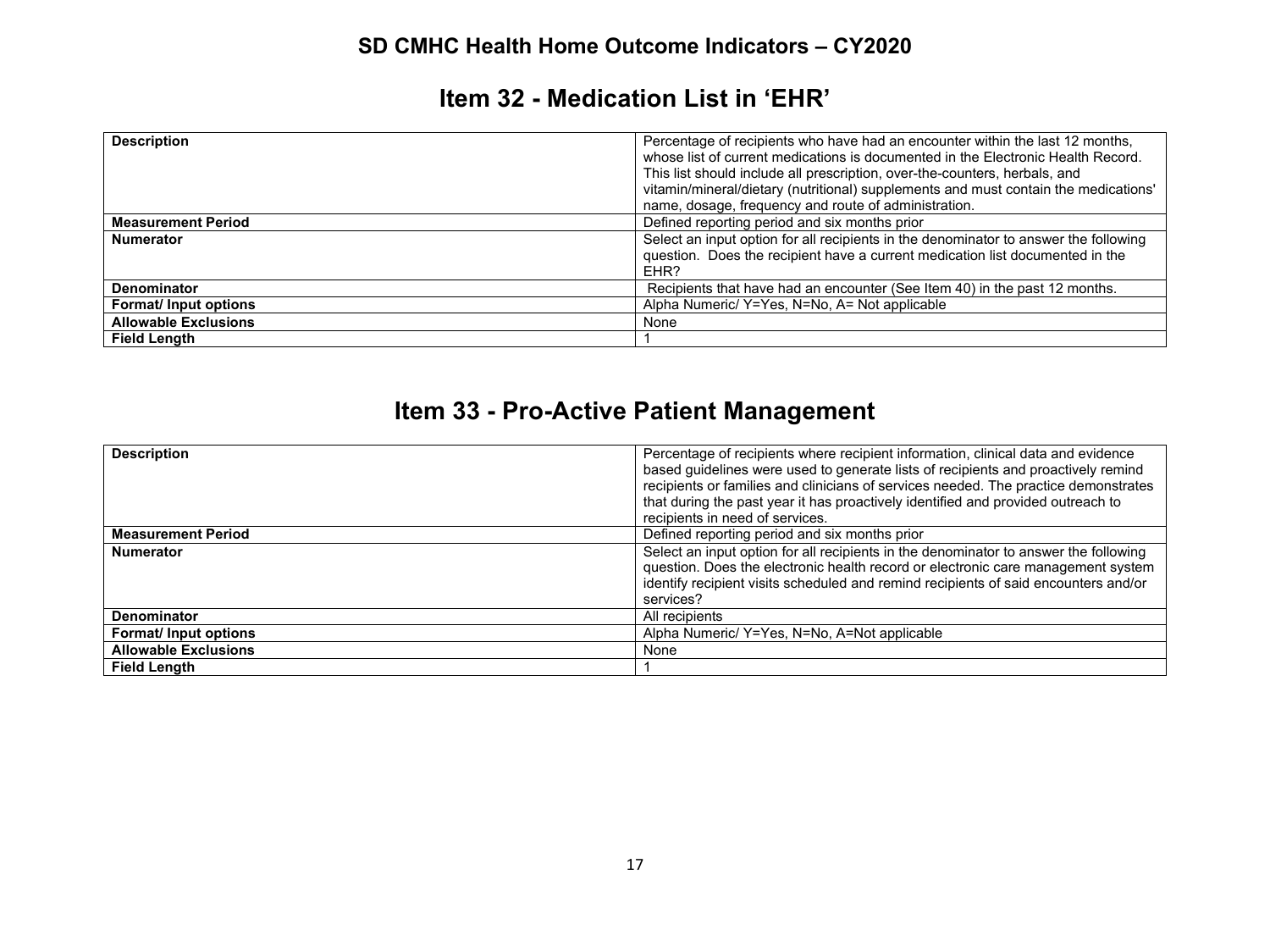## SD CMHC Health Home Outcome Indicators – CY2020

# Item 32 - Medication List in 'EHR'

| | |
|---|---|
| **Description** | Percentage of recipients who have had an encounter within the last 12 months, whose list of current medications is documented in the Electronic Health Record. This list should include all prescription, over-the-counters, herbals, and vitamin/mineral/dietary (nutritional) supplements and must contain the medications' name, dosage, frequency and route of administration. |
| **Measurement Period** | Defined reporting period and six months prior |
| **Numerator** | Select an input option for all recipients in the denominator to answer the following question. Does the recipient have a current medication list documented in the EHR? |
| **Denominator** | Recipients that have had an encounter (See Item 40) in the past 12 months. |
| **Format/ Input options** | Alpha Numeric/ Y=Yes, N=No, A= Not applicable |
| **Allowable Exclusions** | None |
| **Field Length** | 1 |

# Item 33 - Pro-Active Patient Management

| | |
|---|---|
| **Description** | Percentage of recipients where recipient information, clinical data and evidence based guidelines were used to generate lists of recipients and proactively remind recipients or families and clinicians of services needed. The practice demonstrates that during the past year it has proactively identified and provided outreach to recipients in need of services. |
| **Measurement Period** | Defined reporting period and six months prior |
| **Numerator** | Select an input option for all recipients in the denominator to answer the following question. Does the electronic health record or electronic care management system identify recipient visits scheduled and remind recipients of said encounters and/or services? |
| **Denominator** | All recipients |
| **Format/ Input options** | Alpha Numeric/ Y=Yes, N=No, A=Not applicable |
| **Allowable Exclusions** | None |
| **Field Length** | 1 |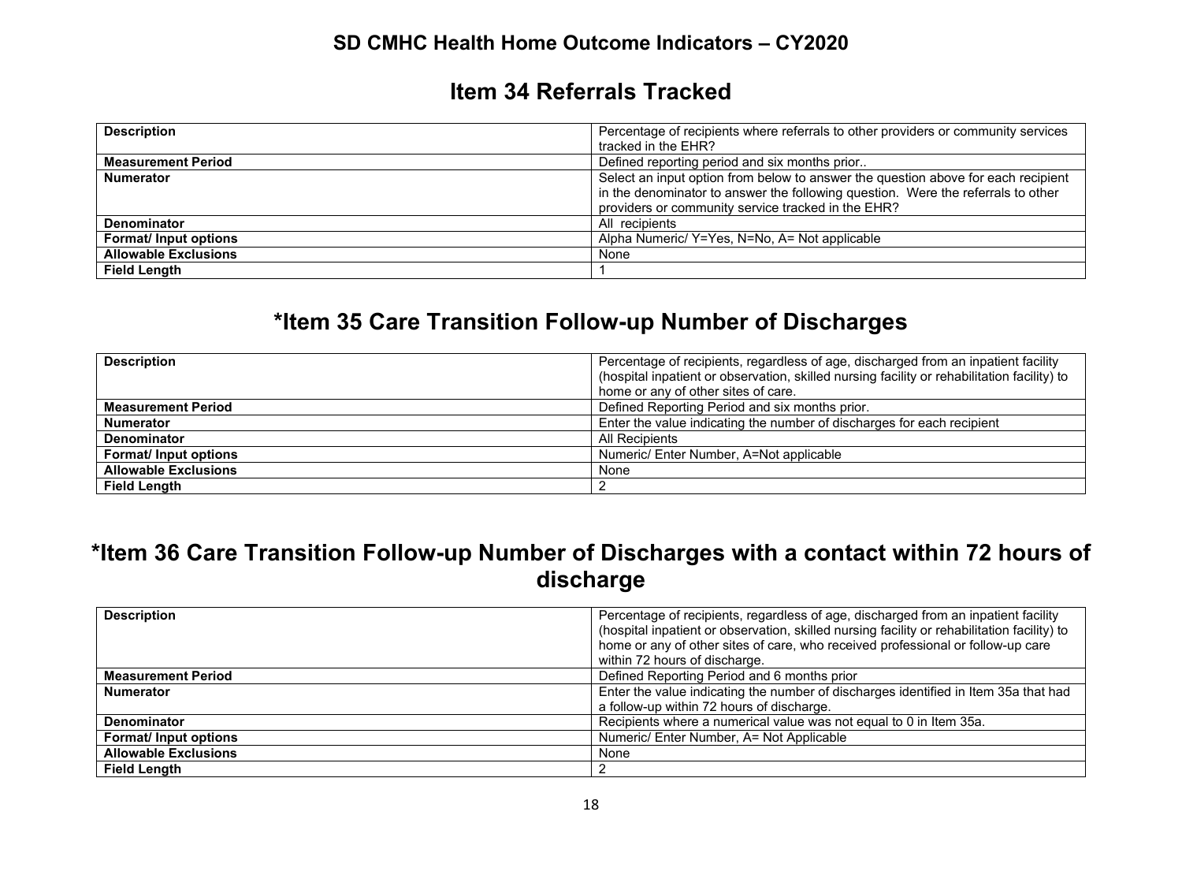## Item 34 Referrals Tracked

| | |
|---|---|
| **Description** | Percentage of recipients where referrals to other providers or community services tracked in the EHR? |
| **Measurement Period** | Defined reporting period and six months prior.. |
| **Numerator** | Select an input option from below to answer the question above for each recipient in the denominator to answer the following question. Were the referrals to other providers or community service tracked in the EHR? |
| **Denominator** | All recipients |
| **Format/ Input options** | Alpha Numeric/ Y=Yes, N=No, A= Not applicable |
| **Allowable Exclusions** | None |
| **Field Length** | 1 |

## *Item 35 Care Transition Follow-up Number of Discharges

| | |
|---|---|
| **Description** | Percentage of recipients, regardless of age, discharged from an inpatient facility (hospital inpatient or observation, skilled nursing facility or rehabilitation facility) to home or any of other sites of care. |
| **Measurement Period** | Defined Reporting Period and six months prior. |
| **Numerator** | Enter the value indicating the number of discharges for each recipient |
| **Denominator** | All Recipients |
| **Format/ Input options** | Numeric/ Enter Number, A=Not applicable |
| **Allowable Exclusions** | None |
| **Field Length** | 2 |

## *Item 36 Care Transition Follow-up Number of Discharges with a contact within 72 hours of discharge

| | |
|---|---|
| **Description** | Percentage of recipients, regardless of age, discharged from an inpatient facility (hospital inpatient or observation, skilled nursing facility or rehabilitation facility) to home or any of other sites of care, who received professional or follow-up care within 72 hours of discharge. |
| **Measurement Period** | Defined Reporting Period and 6 months prior |
| **Numerator** | Enter the value indicating the number of discharges identified in Item 35a that had a follow-up within 72 hours of discharge. |
| **Denominator** | Recipients where a numerical value was not equal to 0 in Item 35a. |
| **Format/ Input options** | Numeric/ Enter Number, A= Not Applicable |
| **Allowable Exclusions** | None |
| **Field Length** | 2 |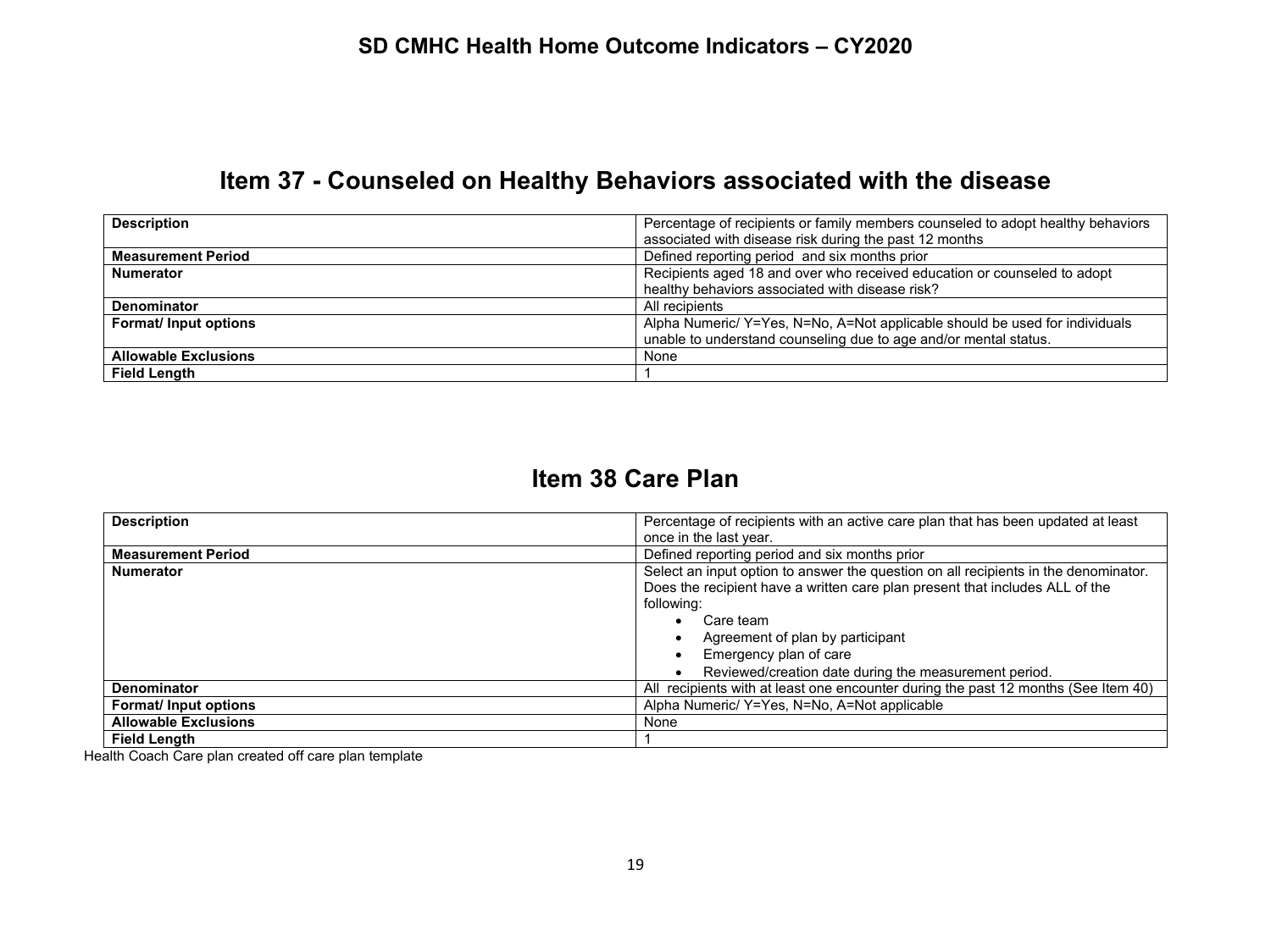# SD CMHC Health Home Outcome Indicators – CY2020

## Item 37 - Counseled on Healthy Behaviors associated with the disease

| | |
|---|---|
| **Description** | Percentage of recipients or family members counseled to adopt healthy behaviors associated with disease risk during the past 12 months |
| **Measurement Period** | Defined reporting period and six months prior |
| **Numerator** | Recipients aged 18 and over who received education or counseled to adopt healthy behaviors associated with disease risk? |
| **Denominator** | All recipients |
| **Format/ Input options** | Alpha Numeric/ Y=Yes, N=No, A=Not applicable should be used for individuals unable to understand counseling due to age and/or mental status. |
| **Allowable Exclusions** | None |
| **Field Length** | 1 |

## Item 38 Care Plan

| | |
|---|---|
| **Description** | Percentage of recipients with an active care plan that has been updated at least once in the last year. |
| **Measurement Period** | Defined reporting period and six months prior |
| **Numerator** | Select an input option to answer the question on all recipients in the denominator. Does the recipient have a written care plan present that includes ALL of the following:<br>• Care team<br>• Agreement of plan by participant<br>• Emergency plan of care<br>• Reviewed/creation date during the measurement period. |
| **Denominator** | All recipients with at least one encounter during the past 12 months (See Item 40) |
| **Format/ Input options** | Alpha Numeric/ Y=Yes, N=No, A=Not applicable |
| **Allowable Exclusions** | None |
| **Field Length** | 1 |

Health Coach Care plan created off care plan template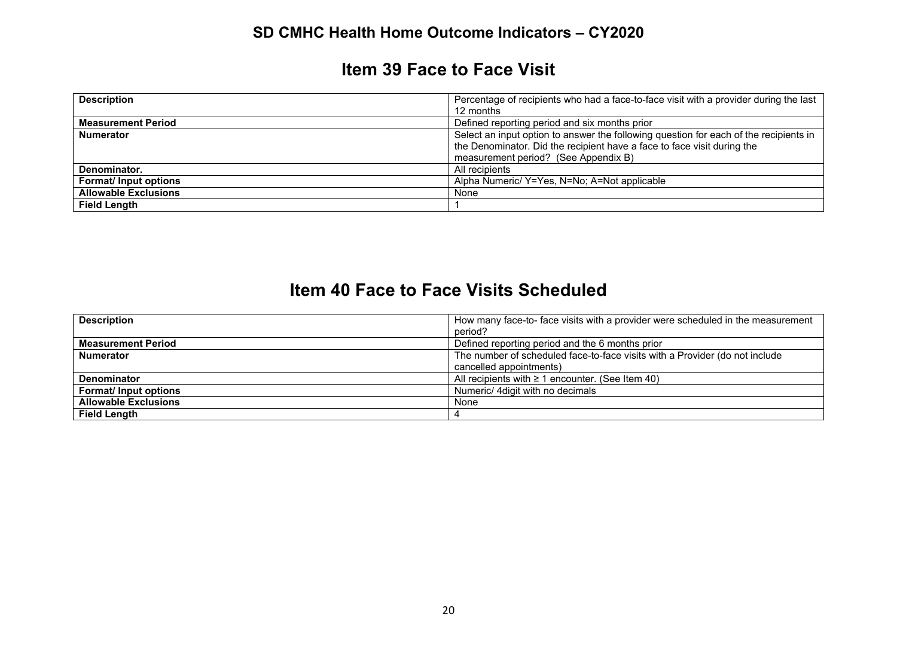# SD CMHC Health Home Outcome Indicators – CY2020

## Item 39 Face to Face Visit

| | |
|---|---|
| **Description** | Percentage of recipients who had a face-to-face visit with a provider during the last 12 months |
| **Measurement Period** | Defined reporting period and six months prior |
| **Numerator** | Select an input option to answer the following question for each of the recipients in the Denominator. Did the recipient have a face to face visit during the measurement period? (See Appendix B) |
| **Denominator.** | All recipients |
| **Format/ Input options** | Alpha Numeric/ Y=Yes, N=No; A=Not applicable |
| **Allowable Exclusions** | None |
| **Field Length** | 1 |

## Item 40 Face to Face Visits Scheduled

| | |
|---|---|
| **Description** | How many face-to- face visits with a provider were scheduled in the measurement period? |
| **Measurement Period** | Defined reporting period and the 6 months prior |
| **Numerator** | The number of scheduled face-to-face visits with a Provider (do not include cancelled appointments) |
| **Denominator** | All recipients with ≥ 1 encounter. (See Item 40) |
| **Format/ Input options** | Numeric/ 4digit with no decimals |
| **Allowable Exclusions** | None |
| **Field Length** | 4 |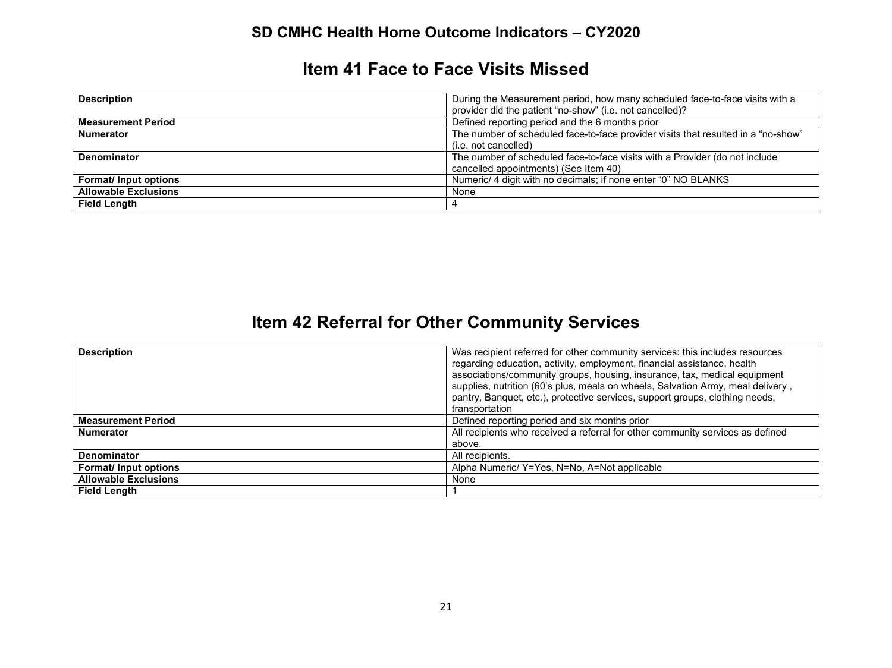## SD CMHC Health Home Outcome Indicators – CY2020

# Item 41 Face to Face Visits Missed

| | |
|---|---|
| **Description** | During the Measurement period, how many scheduled face-to-face visits with a provider did the patient "no-show" (i.e. not cancelled)? |
| **Measurement Period** | Defined reporting period and the 6 months prior |
| **Numerator** | The number of scheduled face-to-face provider visits that resulted in a "no-show" (i.e. not cancelled) |
| **Denominator** | The number of scheduled face-to-face visits with a Provider (do not include cancelled appointments) (See Item 40) |
| **Format/ Input options** | Numeric/ 4 digit with no decimals; if none enter "0" NO BLANKS |
| **Allowable Exclusions** | None |
| **Field Length** | 4 |

# Item 42 Referral for Other Community Services

| | |
|---|---|
| **Description** | Was recipient referred for other community services: this includes resources regarding education, activity, employment, financial assistance, health associations/community groups, housing, insurance, tax, medical equipment supplies, nutrition (60's plus, meals on wheels, Salvation Army, meal delivery , pantry, Banquet, etc.), protective services, support groups, clothing needs, transportation |
| **Measurement Period** | Defined reporting period and six months prior |
| **Numerator** | All recipients who received a referral for other community services as defined above. |
| **Denominator** | All recipients. |
| **Format/ Input options** | Alpha Numeric/ Y=Yes, N=No, A=Not applicable |
| **Allowable Exclusions** | None |
| **Field Length** | 1 |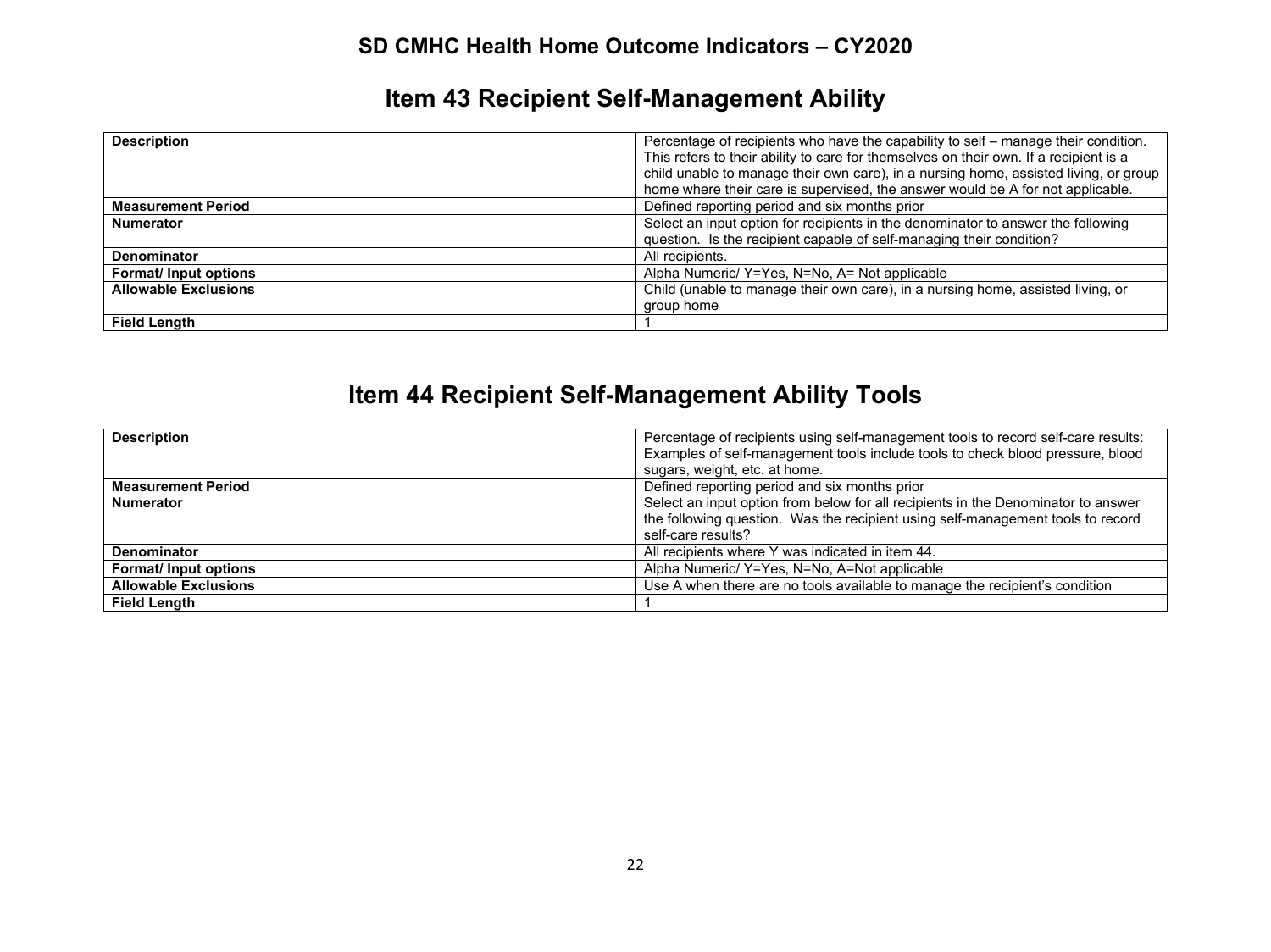## SD CMHC Health Home Outcome Indicators – CY2020

# Item 43 Recipient Self-Management Ability

| | |
|---|---|
| **Description** | Percentage of recipients who have the capability to self – manage their condition. This refers to their ability to care for themselves on their own. If a recipient is a child unable to manage their own care), in a nursing home, assisted living, or group home where their care is supervised, the answer would be A for not applicable. |
| **Measurement Period** | Defined reporting period and six months prior |
| **Numerator** | Select an input option for recipients in the denominator to answer the following question. Is the recipient capable of self-managing their condition? |
| **Denominator** | All recipients. |
| **Format/ Input options** | Alpha Numeric/ Y=Yes, N=No, A= Not applicable |
| **Allowable Exclusions** | Child (unable to manage their own care), in a nursing home, assisted living, or group home |
| **Field Length** | 1 |

# Item 44 Recipient Self-Management Ability Tools

| | |
|---|---|
| **Description** | Percentage of recipients using self-management tools to record self-care results: Examples of self-management tools include tools to check blood pressure, blood sugars, weight, etc. at home. |
| **Measurement Period** | Defined reporting period and six months prior |
| **Numerator** | Select an input option from below for all recipients in the Denominator to answer the following question. Was the recipient using self-management tools to record self-care results? |
| **Denominator** | All recipients where Y was indicated in item 44. |
| **Format/ Input options** | Alpha Numeric/ Y=Yes, N=No, A=Not applicable |
| **Allowable Exclusions** | Use A when there are no tools available to manage the recipient's condition |
| **Field Length** | 1 |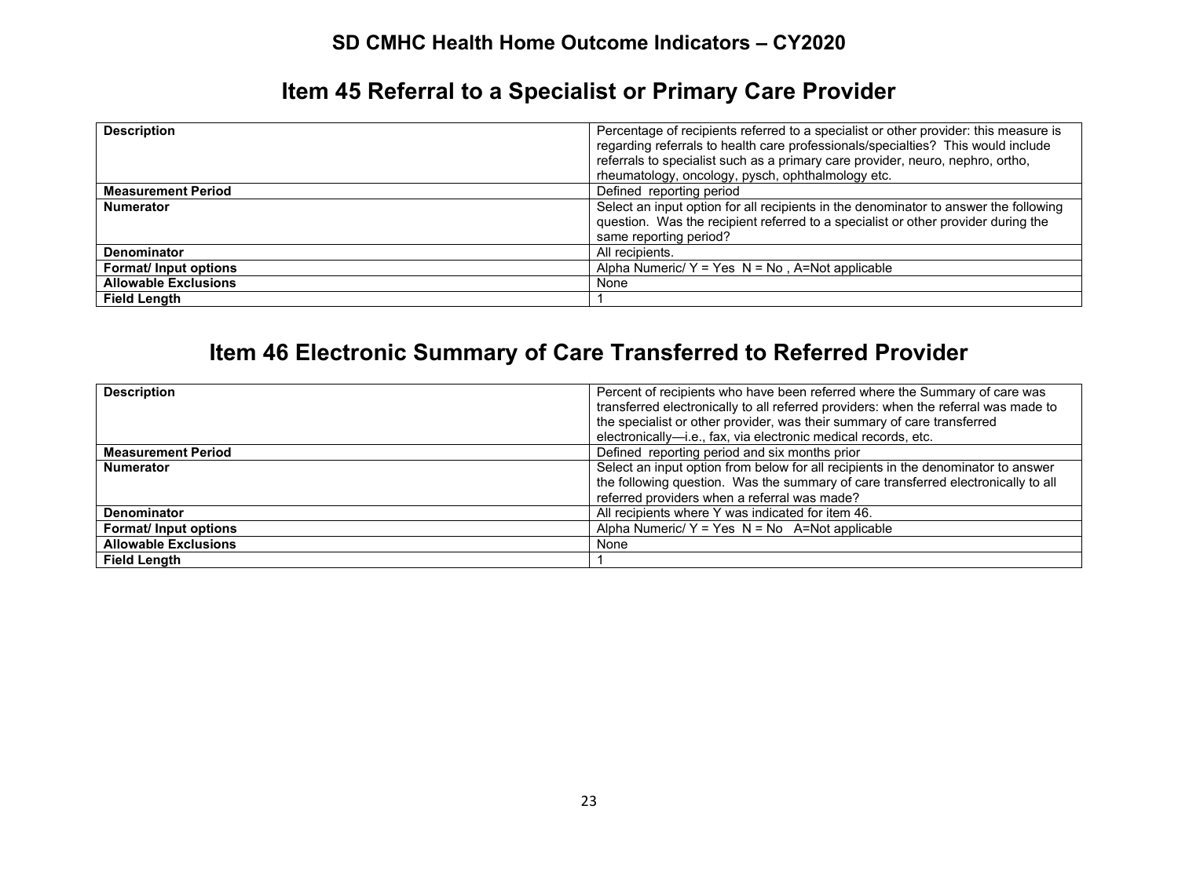## SD CMHC Health Home Outcome Indicators – CY2020

# Item 45 Referral to a Specialist or Primary Care Provider

| | |
|---|---|
| **Description** | Percentage of recipients referred to a specialist or other provider: this measure is regarding referrals to health care professionals/specialties? This would include referrals to specialist such as a primary care provider, neuro, nephro, ortho, rheumatology, oncology, pysch, ophthalmology etc. |
| **Measurement Period** | Defined reporting period |
| **Numerator** | Select an input option for all recipients in the denominator to answer the following question. Was the recipient referred to a specialist or other provider during the same reporting period? |
| **Denominator** | All recipients. |
| **Format/ Input options** | Alpha Numeric/ Y = Yes N = No , A=Not applicable |
| **Allowable Exclusions** | None |
| **Field Length** | 1 |

# Item 46 Electronic Summary of Care Transferred to Referred Provider

| | |
|---|---|
| **Description** | Percent of recipients who have been referred where the Summary of care was transferred electronically to all referred providers: when the referral was made to the specialist or other provider, was their summary of care transferred electronically—i.e., fax, via electronic medical records, etc. |
| **Measurement Period** | Defined reporting period and six months prior |
| **Numerator** | Select an input option from below for all recipients in the denominator to answer the following question. Was the summary of care transferred electronically to all referred providers when a referral was made? |
| **Denominator** | All recipients where Y was indicated for item 46. |
| **Format/ Input options** | Alpha Numeric/ Y = Yes N = No A=Not applicable |
| **Allowable Exclusions** | None |
| **Field Length** | 1 |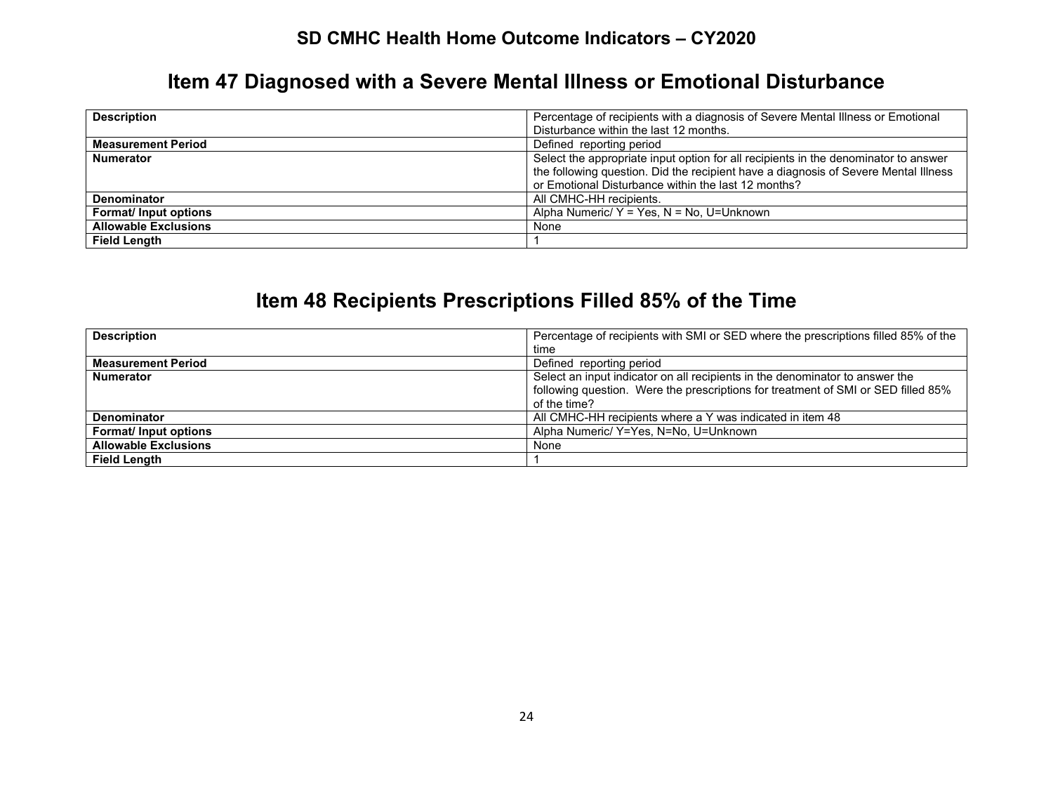## SD CMHC Health Home Outcome Indicators – CY2020

# Item 47 Diagnosed with a Severe Mental Illness or Emotional Disturbance

| | |
|---|---|
| **Description** | Percentage of recipients with a diagnosis of Severe Mental Illness or Emotional Disturbance within the last 12 months. |
| **Measurement Period** | Defined reporting period |
| **Numerator** | Select the appropriate input option for all recipients in the denominator to answer the following question. Did the recipient have a diagnosis of Severe Mental Illness or Emotional Disturbance within the last 12 months? |
| **Denominator** | All CMHC-HH recipients. |
| **Format/ Input options** | Alpha Numeric/ Y = Yes, N = No, U=Unknown |
| **Allowable Exclusions** | None |
| **Field Length** | 1 |

# Item 48 Recipients Prescriptions Filled 85% of the Time

| | |
|---|---|
| **Description** | Percentage of recipients with SMI or SED where the prescriptions filled 85% of the time |
| **Measurement Period** | Defined reporting period |
| **Numerator** | Select an input indicator on all recipients in the denominator to answer the following question. Were the prescriptions for treatment of SMI or SED filled 85% of the time? |
| **Denominator** | All CMHC-HH recipients where a Y was indicated in item 48 |
| **Format/ Input options** | Alpha Numeric/ Y=Yes, N=No, U=Unknown |
| **Allowable Exclusions** | None |
| **Field Length** | 1 |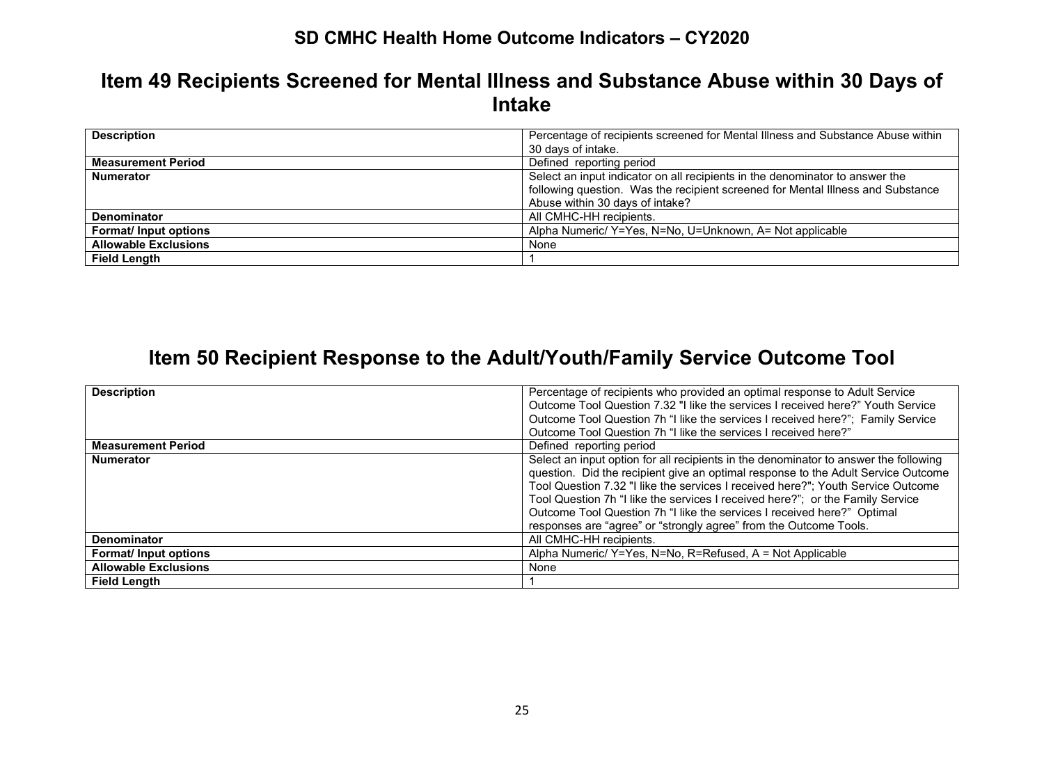# Item 49 Recipients Screened for Mental Illness and Substance Abuse within 30 Days of Intake

| | |
|---|---|
| **Description** | Percentage of recipients screened for Mental Illness and Substance Abuse within 30 days of intake. |
| **Measurement Period** | Defined reporting period |
| **Numerator** | Select an input indicator on all recipients in the denominator to answer the following question. Was the recipient screened for Mental Illness and Substance Abuse within 30 days of intake? |
| **Denominator** | All CMHC-HH recipients. |
| **Format/ Input options** | Alpha Numeric/ Y=Yes, N=No, U=Unknown, A= Not applicable |
| **Allowable Exclusions** | None |
| **Field Length** | 1 |

# Item 50 Recipient Response to the Adult/Youth/Family Service Outcome Tool

| | |
|---|---|
| **Description** | Percentage of recipients who provided an optimal response to Adult Service Outcome Tool Question 7.32 "I like the services I received here?" Youth Service Outcome Tool Question 7h "I like the services I received here?"; Family Service Outcome Tool Question 7h "I like the services I received here?" |
| **Measurement Period** | Defined reporting period |
| **Numerator** | Select an input option for all recipients in the denominator to answer the following question. Did the recipient give an optimal response to the Adult Service Outcome Tool Question 7.32 "I like the services I received here?"; Youth Service Outcome Tool Question 7h "I like the services I received here?"; or the Family Service Outcome Tool Question 7h "I like the services I received here?" Optimal responses are "agree" or "strongly agree" from the Outcome Tools. |
| **Denominator** | All CMHC-HH recipients. |
| **Format/ Input options** | Alpha Numeric/ Y=Yes, N=No, R=Refused, A = Not Applicable |
| **Allowable Exclusions** | None |
| **Field Length** | 1 |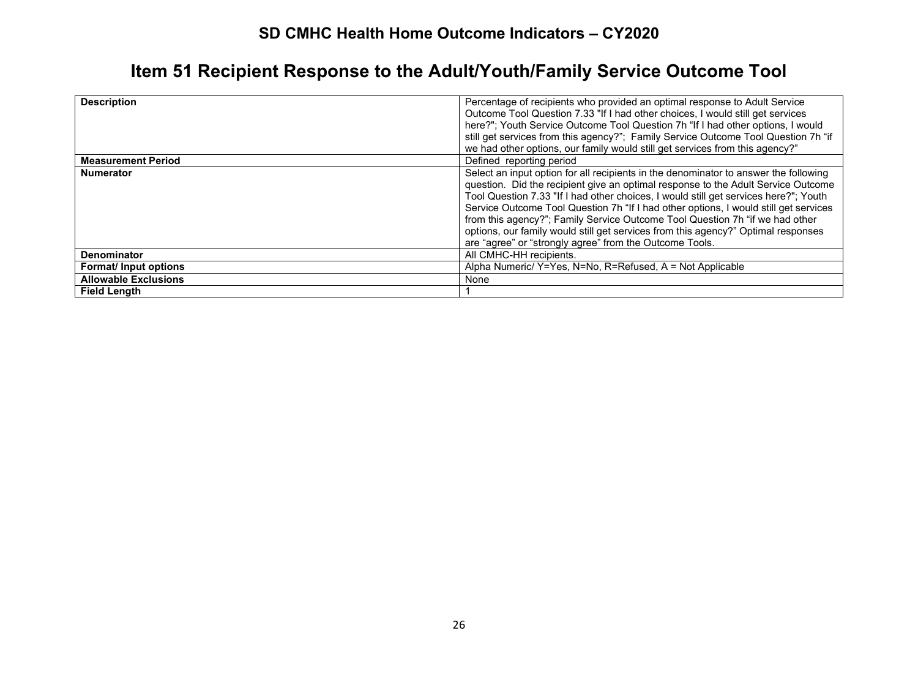## SD CMHC Health Home Outcome Indicators – CY2020

# Item 51 Recipient Response to the Adult/Youth/Family Service Outcome Tool

| | |
|---|---|
| **Description** | Percentage of recipients who provided an optimal response to Adult Service Outcome Tool Question 7.33 "If I had other choices, I would still get services here?"; Youth Service Outcome Tool Question 7h "If I had other options, I would still get services from this agency?"; Family Service Outcome Tool Question 7h "if we had other options, our family would still get services from this agency?" |
| **Measurement Period** | Defined reporting period |
| **Numerator** | Select an input option for all recipients in the denominator to answer the following question. Did the recipient give an optimal response to the Adult Service Outcome Tool Question 7.33 "If I had other choices, I would still get services here?"; Youth Service Outcome Tool Question 7h "If I had other options, I would still get services from this agency?"; Family Service Outcome Tool Question 7h "if we had other options, our family would still get services from this agency?" Optimal responses are "agree" or "strongly agree" from the Outcome Tools. |
| **Denominator** | All CMHC-HH recipients. |
| **Format/ Input options** | Alpha Numeric/ Y=Yes, N=No, R=Refused, A = Not Applicable |
| **Allowable Exclusions** | None |
| **Field Length** | 1 |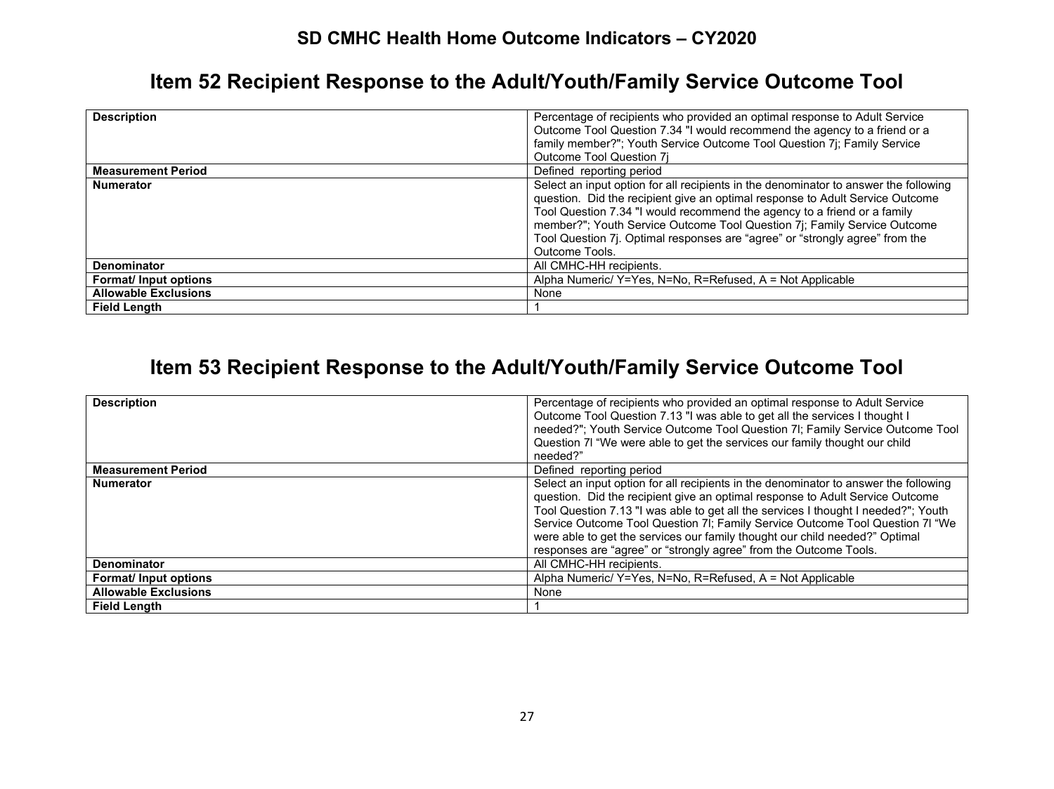## SD CMHC Health Home Outcome Indicators – CY2020

# Item 52 Recipient Response to the Adult/Youth/Family Service Outcome Tool

| | |
|---|---|
| **Description** | Percentage of recipients who provided an optimal response to Adult Service Outcome Tool Question 7.34 "I would recommend the agency to a friend or a family member?"; Youth Service Outcome Tool Question 7j; Family Service Outcome Tool Question 7j |
| **Measurement Period** | Defined reporting period |
| **Numerator** | Select an input option for all recipients in the denominator to answer the following question. Did the recipient give an optimal response to Adult Service Outcome Tool Question 7.34 "I would recommend the agency to a friend or a family member?"; Youth Service Outcome Tool Question 7j; Family Service Outcome Tool Question 7j. Optimal responses are "agree" or "strongly agree" from the Outcome Tools. |
| **Denominator** | All CMHC-HH recipients. |
| **Format/ Input options** | Alpha Numeric/ Y=Yes, N=No, R=Refused, A = Not Applicable |
| **Allowable Exclusions** | None |
| **Field Length** | 1 |

# Item 53 Recipient Response to the Adult/Youth/Family Service Outcome Tool

| | |
|---|---|
| **Description** | Percentage of recipients who provided an optimal response to Adult Service Outcome Tool Question 7.13 "I was able to get all the services I thought I needed?"; Youth Service Outcome Tool Question 7l; Family Service Outcome Tool Question 7l "We were able to get the services our family thought our child needed?" |
| **Measurement Period** | Defined reporting period |
| **Numerator** | Select an input option for all recipients in the denominator to answer the following question. Did the recipient give an optimal response to Adult Service Outcome Tool Question 7.13 "I was able to get all the services I thought I needed?"; Youth Service Outcome Tool Question 7l; Family Service Outcome Tool Question 7l "We were able to get the services our family thought our child needed?" Optimal responses are "agree" or "strongly agree" from the Outcome Tools. |
| **Denominator** | All CMHC-HH recipients. |
| **Format/ Input options** | Alpha Numeric/ Y=Yes, N=No, R=Refused, A = Not Applicable |
| **Allowable Exclusions** | None |
| **Field Length** | 1 |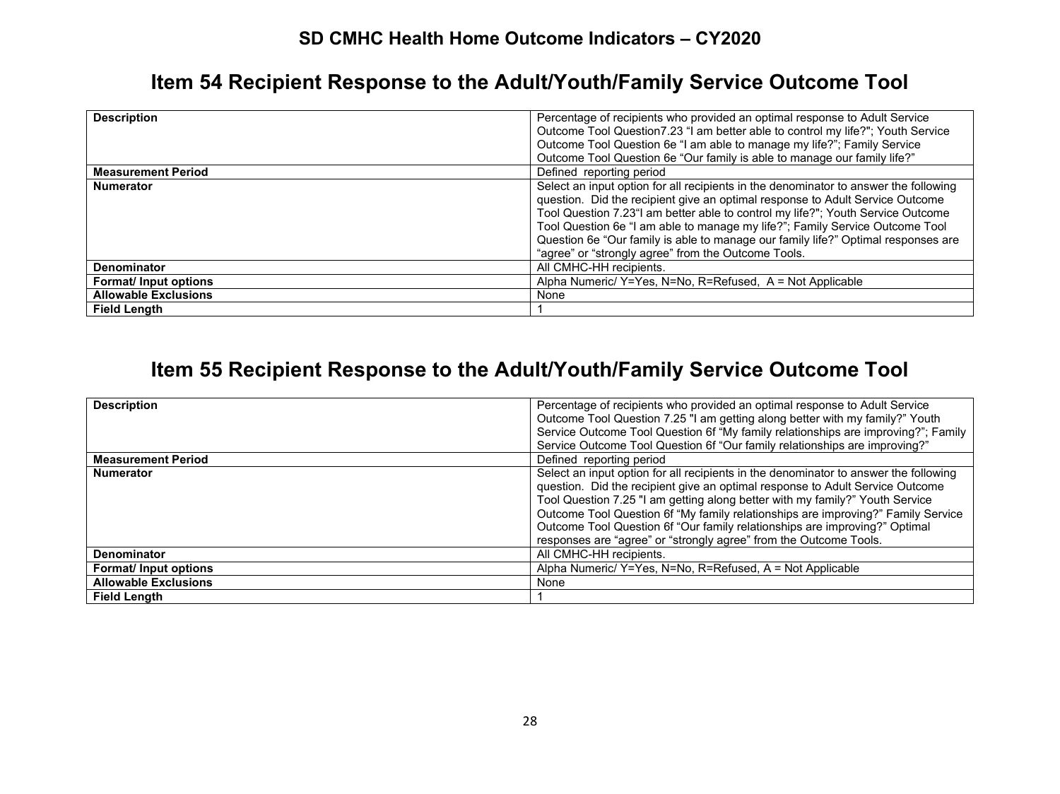## SD CMHC Health Home Outcome Indicators – CY2020

# Item 54 Recipient Response to the Adult/Youth/Family Service Outcome Tool

| | |
|---|---|
| **Description** | Percentage of recipients who provided an optimal response to Adult Service Outcome Tool Question7.23 "I am better able to control my life?"; Youth Service Outcome Tool Question 6e "I am able to manage my life?"; Family Service Outcome Tool Question 6e "Our family is able to manage our family life?" |
| **Measurement Period** | Defined reporting period |
| **Numerator** | Select an input option for all recipients in the denominator to answer the following question. Did the recipient give an optimal response to Adult Service Outcome Tool Question 7.23"I am better able to control my life?"; Youth Service Outcome Tool Question 6e "I am able to manage my life?"; Family Service Outcome Tool Question 6e "Our family is able to manage our family life?" Optimal responses are "agree" or "strongly agree" from the Outcome Tools. |
| **Denominator** | All CMHC-HH recipients. |
| **Format/ Input options** | Alpha Numeric/ Y=Yes, N=No, R=Refused, A = Not Applicable |
| **Allowable Exclusions** | None |
| **Field Length** | 1 |

# Item 55 Recipient Response to the Adult/Youth/Family Service Outcome Tool

| | |
|---|---|
| **Description** | Percentage of recipients who provided an optimal response to Adult Service Outcome Tool Question 7.25 "I am getting along better with my family?" Youth Service Outcome Tool Question 6f "My family relationships are improving?"; Family Service Outcome Tool Question 6f "Our family relationships are improving?" |
| **Measurement Period** | Defined reporting period |
| **Numerator** | Select an input option for all recipients in the denominator to answer the following question. Did the recipient give an optimal response to Adult Service Outcome Tool Question 7.25 "I am getting along better with my family?" Youth Service Outcome Tool Question 6f "My family relationships are improving?" Family Service Outcome Tool Question 6f "Our family relationships are improving?" Optimal responses are "agree" or "strongly agree" from the Outcome Tools. |
| **Denominator** | All CMHC-HH recipients. |
| **Format/ Input options** | Alpha Numeric/ Y=Yes, N=No, R=Refused, A = Not Applicable |
| **Allowable Exclusions** | None |
| **Field Length** | 1 |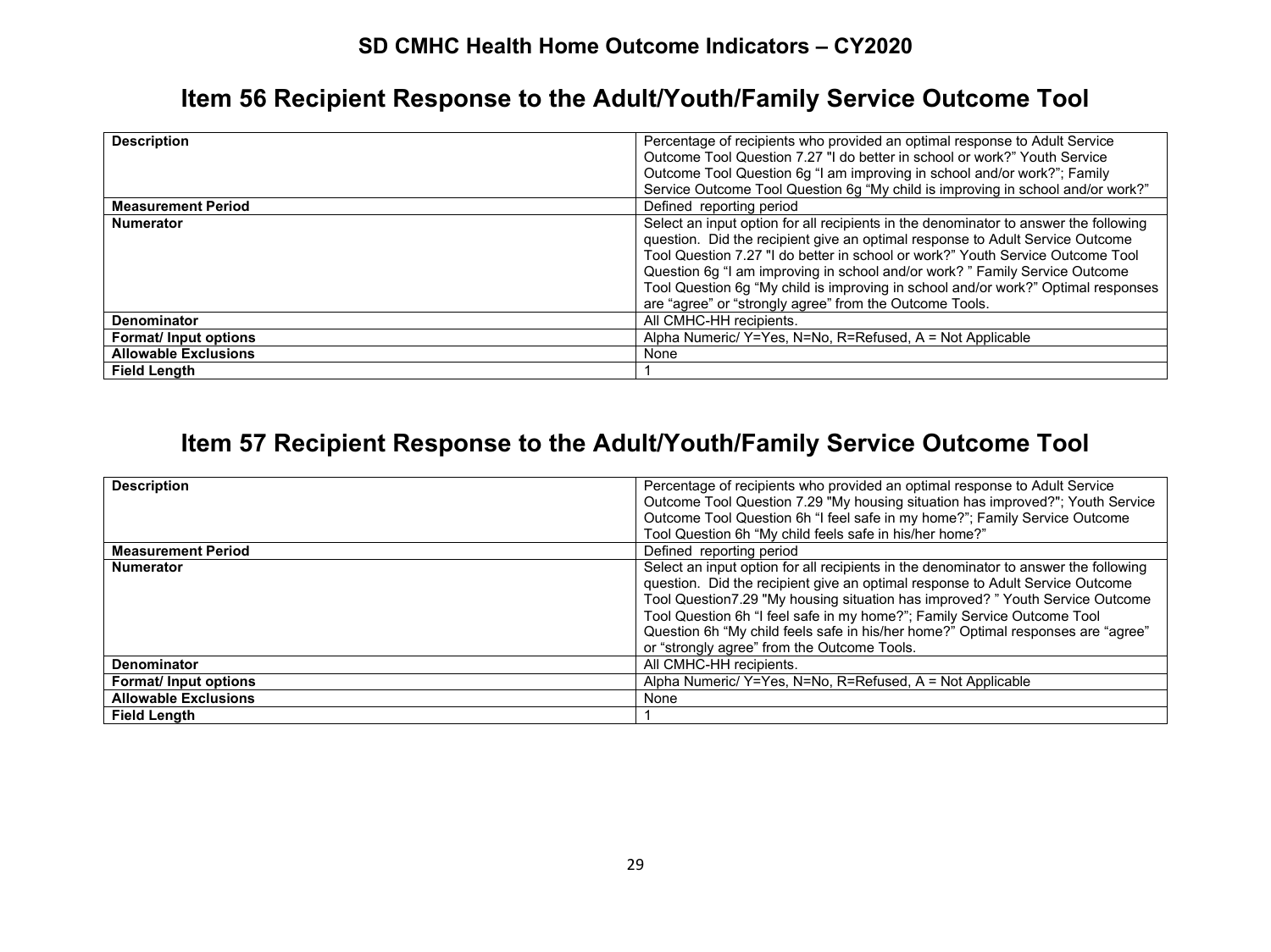# SD CMHC Health Home Outcome Indicators – CY2020

## Item 56 Recipient Response to the Adult/Youth/Family Service Outcome Tool

| | |
|---|---|
| **Description** | Percentage of recipients who provided an optimal response to Adult Service Outcome Tool Question 7.27 "I do better in school or work?" Youth Service Outcome Tool Question 6g "I am improving in school and/or work?"; Family Service Outcome Tool Question 6g "My child is improving in school and/or work?" |
| **Measurement Period** | Defined reporting period |
| **Numerator** | Select an input option for all recipients in the denominator to answer the following question. Did the recipient give an optimal response to Adult Service Outcome Tool Question 7.27 "I do better in school or work?" Youth Service Outcome Tool Question 6g "I am improving in school and/or work? " Family Service Outcome Tool Question 6g "My child is improving in school and/or work?" Optimal responses are "agree" or "strongly agree" from the Outcome Tools. |
| **Denominator** | All CMHC-HH recipients. |
| **Format/ Input options** | Alpha Numeric/ Y=Yes, N=No, R=Refused, A = Not Applicable |
| **Allowable Exclusions** | None |
| **Field Length** | 1 |

## Item 57 Recipient Response to the Adult/Youth/Family Service Outcome Tool

| | |
|---|---|
| **Description** | Percentage of recipients who provided an optimal response to Adult Service Outcome Tool Question 7.29 "My housing situation has improved?"; Youth Service Outcome Tool Question 6h "I feel safe in my home?"; Family Service Outcome Tool Question 6h "My child feels safe in his/her home?" |
| **Measurement Period** | Defined reporting period |
| **Numerator** | Select an input option for all recipients in the denominator to answer the following question. Did the recipient give an optimal response to Adult Service Outcome Tool Question7.29 "My housing situation has improved? " Youth Service Outcome Tool Question 6h "I feel safe in my home?"; Family Service Outcome Tool Question 6h "My child feels safe in his/her home?" Optimal responses are "agree" or "strongly agree" from the Outcome Tools. |
| **Denominator** | All CMHC-HH recipients. |
| **Format/ Input options** | Alpha Numeric/ Y=Yes, N=No, R=Refused, A = Not Applicable |
| **Allowable Exclusions** | None |
| **Field Length** | 1 |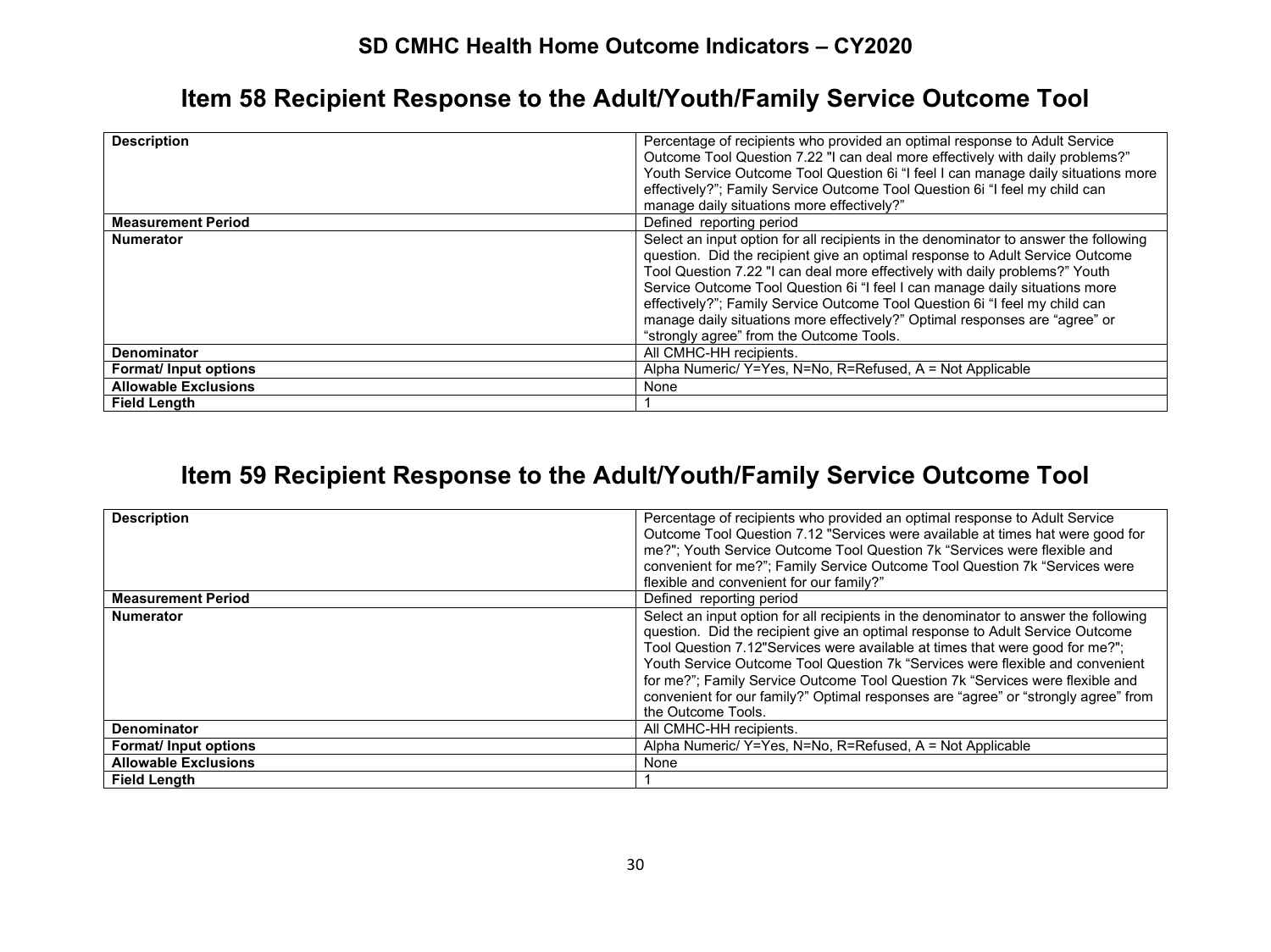## SD CMHC Health Home Outcome Indicators – CY2020

# Item 58 Recipient Response to the Adult/Youth/Family Service Outcome Tool

| | |
|---|---|
| **Description** | Percentage of recipients who provided an optimal response to Adult Service Outcome Tool Question 7.22 "I can deal more effectively with daily problems?" Youth Service Outcome Tool Question 6i "I feel I can manage daily situations more effectively?"; Family Service Outcome Tool Question 6i "I feel my child can manage daily situations more effectively?" |
| **Measurement Period** | Defined reporting period |
| **Numerator** | Select an input option for all recipients in the denominator to answer the following question. Did the recipient give an optimal response to Adult Service Outcome Tool Question 7.22 "I can deal more effectively with daily problems?" Youth Service Outcome Tool Question 6i "I feel I can manage daily situations more effectively?"; Family Service Outcome Tool Question 6i "I feel my child can manage daily situations more effectively?" Optimal responses are "agree" or "strongly agree" from the Outcome Tools. |
| **Denominator** | All CMHC-HH recipients. |
| **Format/ Input options** | Alpha Numeric/ Y=Yes, N=No, R=Refused, A = Not Applicable |
| **Allowable Exclusions** | None |
| **Field Length** | 1 |

# Item 59 Recipient Response to the Adult/Youth/Family Service Outcome Tool

| | |
|---|---|
| **Description** | Percentage of recipients who provided an optimal response to Adult Service Outcome Tool Question 7.12 "Services were available at times hat were good for me?"; Youth Service Outcome Tool Question 7k "Services were flexible and convenient for me?"; Family Service Outcome Tool Question 7k "Services were flexible and convenient for our family?" |
| **Measurement Period** | Defined reporting period |
| **Numerator** | Select an input option for all recipients in the denominator to answer the following question. Did the recipient give an optimal response to Adult Service Outcome Tool Question 7.12"Services were available at times that were good for me?"; Youth Service Outcome Tool Question 7k "Services were flexible and convenient for me?"; Family Service Outcome Tool Question 7k "Services were flexible and convenient for our family?" Optimal responses are "agree" or "strongly agree" from the Outcome Tools. |
| **Denominator** | All CMHC-HH recipients. |
| **Format/ Input options** | Alpha Numeric/ Y=Yes, N=No, R=Refused, A = Not Applicable |
| **Allowable Exclusions** | None |
| **Field Length** | 1 |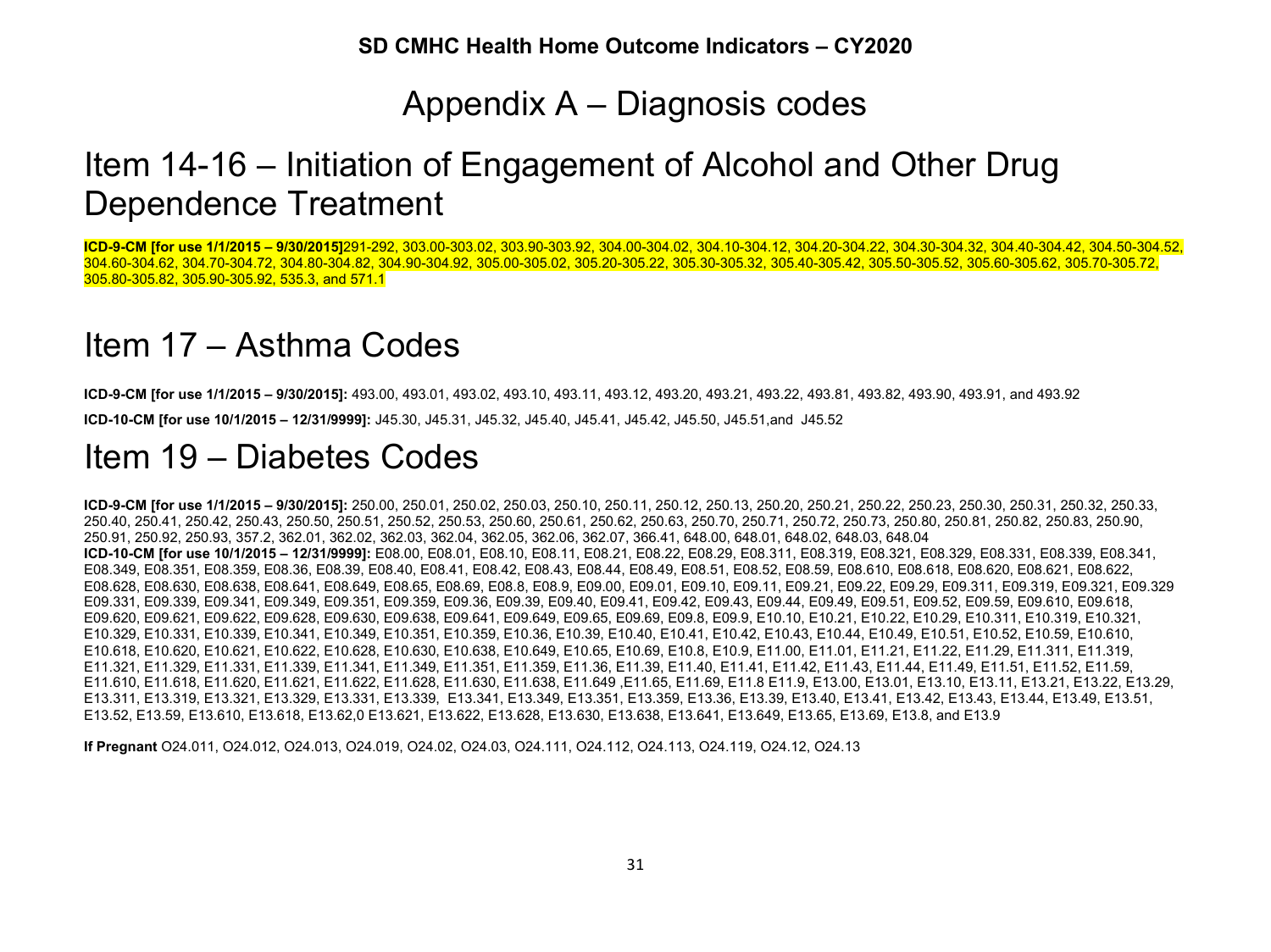# Appendix A – Diagnosis codes

## Item 14-16 – Initiation of Engagement of Alcohol and Other Drug Dependence Treatment

**ICD-9-CM [for use 1/1/2015 – 9/30/2015]**291-292, 303.00-303.02, 303.90-303.92, 304.00-304.02, 304.10-304.12, 304.20-304.22, 304.30-304.32, 304.40-304.42, 304.50-304.52, 304.60-304.62, 304.70-304.72, 304.80-304.82, 304.90-304.92, 305.00-305.02, 305.20-305.22, 305.30-305.32, 305.40-305.42, 305.50-305.52, 305.60-305.62, 305.70-305.72, 305.80-305.82, 305.90-305.92, 535.3, and 571.1

## Item 17 – Asthma Codes

**ICD-9-CM [for use 1/1/2015 – 9/30/2015]:** 493.00, 493.01, 493.02, 493.10, 493.11, 493.12, 493.20, 493.21, 493.22, 493.81, 493.82, 493.90, 493.91, and 493.92

**ICD-10-CM [for use 10/1/2015 – 12/31/9999]:** J45.30, J45.31, J45.32, J45.40, J45.41, J45.42, J45.50, J45.51,and J45.52

## Item 19 – Diabetes Codes

**ICD-9-CM [for use 1/1/2015 – 9/30/2015]:** 250.00, 250.01, 250.02, 250.03, 250.10, 250.11, 250.12, 250.13, 250.20, 250.21, 250.22, 250.23, 250.30, 250.31, 250.32, 250.33, 250.40, 250.41, 250.42, 250.43, 250.50, 250.51, 250.52, 250.53, 250.60, 250.61, 250.62, 250.63, 250.70, 250.71, 250.72, 250.73, 250.80, 250.81, 250.82, 250.83, 250.90, 250.91, 250.92, 250.93, 357.2, 362.01, 362.02, 362.03, 362.04, 362.05, 362.06, 362.07, 366.41, 648.00, 648.01, 648.02, 648.03, 648.04
**ICD-10-CM [for use 10/1/2015 – 12/31/9999]:** E08.00, E08.01, E08.10, E08.11, E08.21, E08.22, E08.29, E08.311, E08.319, E08.321, E08.329, E08.331, E08.339, E08.341, E08.349, E08.351, E08.359, E08.36, E08.39, E08.40, E08.41, E08.42, E08.43, E08.44, E08.49, E08.51, E08.52, E08.59, E08.610, E08.618, E08.620, E08.621, E08.622, E08.628, E08.630, E08.638, E08.641, E08.649, E08.65, E08.69, E08.8, E08.9, E09.00, E09.01, E09.10, E09.11, E09.21, E09.22, E09.29, E09.311, E09.319, E09.321, E09.329 E09.331, E09.339, E09.341, E09.349, E09.351, E09.359, E09.36, E09.39, E09.40, E09.41, E09.42, E09.43, E09.44, E09.49, E09.51, E09.52, E09.59, E09.610, E09.618, E09.620, E09.621, E09.622, E09.628, E09.630, E09.638, E09.641, E09.649, E09.65, E09.69, E09.8, E09.9, E10.10, E10.21, E10.22, E10.29, E10.311, E10.319, E10.321, E10.329, E10.331, E10.339, E10.341, E10.349, E10.351, E10.359, E10.36, E10.39, E10.40, E10.41, E10.42, E10.43, E10.44, E10.49, E10.51, E10.52, E10.59, E10.610, E10.618, E10.620, E10.621, E10.622, E10.628, E10.630, E10.638, E10.649, E10.65, E10.69, E10.8, E10.9, E11.00, E11.01, E11.21, E11.22, E11.29, E11.311, E11.319, E11.321, E11.329, E11.331, E11.339, E11.341, E11.349, E11.351, E11.359, E11.36, E11.39, E11.40, E11.41, E11.42, E11.43, E11.44, E11.49, E11.51, E11.52, E11.59, E11.610, E11.618, E11.620, E11.621, E11.622, E11.628, E11.630, E11.638, E11.649 ,E11.65, E11.69, E11.8 E11.9, E13.00, E13.01, E13.10, E13.11, E13.21, E13.22, E13.29, E13.311, E13.319, E13.321, E13.329, E13.331, E13.339, E13.341, E13.349, E13.351, E13.359, E13.36, E13.39, E13.40, E13.41, E13.42, E13.43, E13.44, E13.49, E13.51, E13.52, E13.59, E13.610, E13.618, E13.62,0 E13.621, E13.622, E13.628, E13.630, E13.638, E13.641, E13.649, E13.65, E13.69, E13.8, and E13.9

**If Pregnant** O24.011, O24.012, O24.013, O24.019, O24.02, O24.03, O24.111, O24.112, O24.113, O24.119, O24.12, O24.13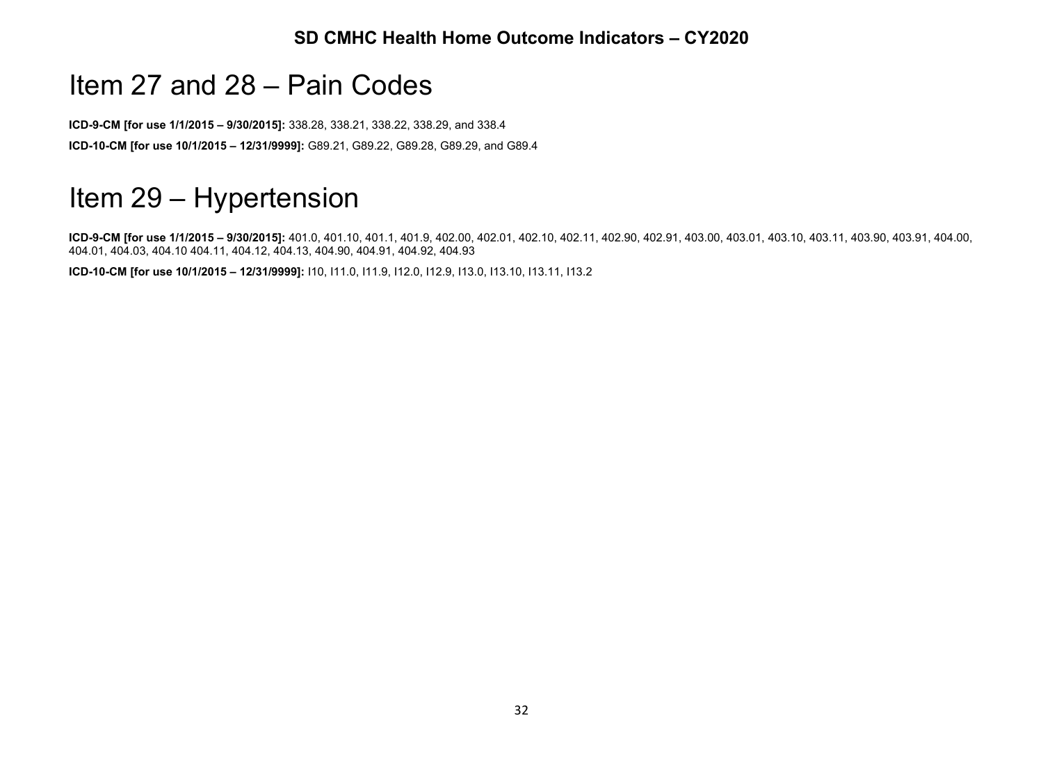# Item 27 and 28 – Pain Codes

**ICD-9-CM [for use 1/1/2015 – 9/30/2015]:** 338.28, 338.21, 338.22, 338.29, and 338.4

**ICD-10-CM [for use 10/1/2015 – 12/31/9999]:** G89.21, G89.22, G89.28, G89.29, and G89.4

# Item 29 – Hypertension

**ICD-9-CM [for use 1/1/2015 – 9/30/2015]:** 401.0, 401.10, 401.1, 401.9, 402.00, 402.01, 402.10, 402.11, 402.90, 402.91, 403.00, 403.01, 403.10, 403.11, 403.90, 403.91, 404.00, 404.01, 404.03, 404.10 404.11, 404.12, 404.13, 404.90, 404.91, 404.92, 404.93

**ICD-10-CM [for use 10/1/2015 – 12/31/9999]:** I10, I11.0, I11.9, I12.0, I12.9, I13.0, I13.10, I13.11, I13.2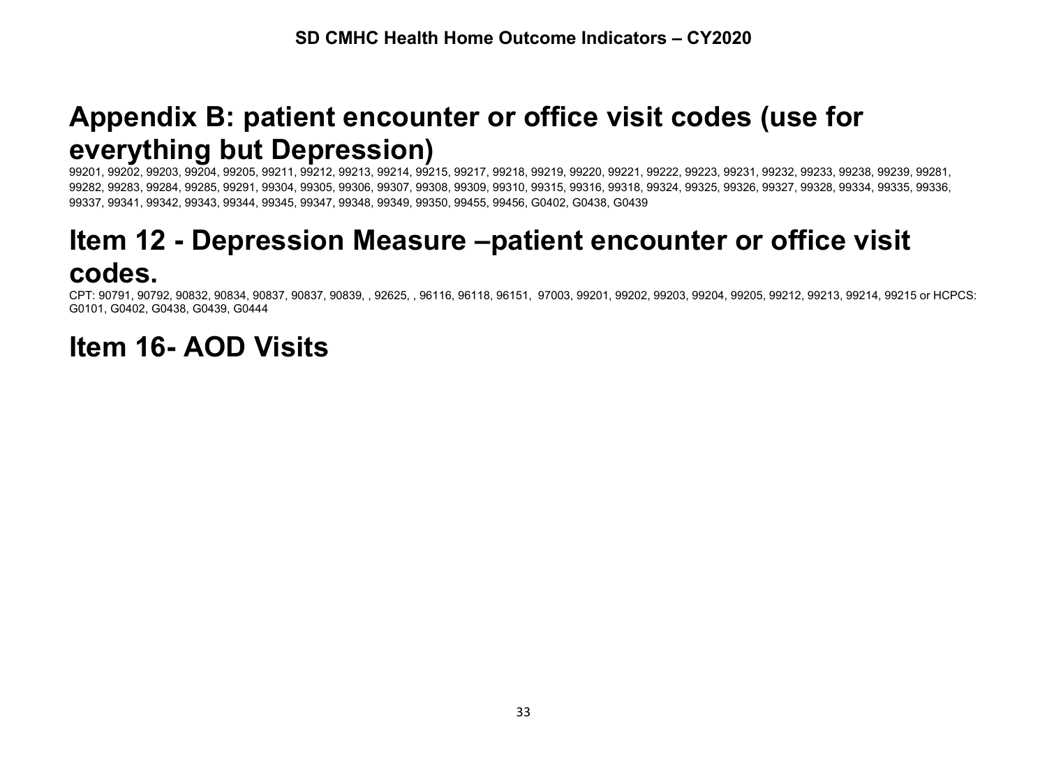# Appendix B: patient encounter or office visit codes (use for everything but Depression)

99201, 99202, 99203, 99204, 99205, 99211, 99212, 99213, 99214, 99215, 99217, 99218, 99219, 99220, 99221, 99222, 99223, 99231, 99232, 99233, 99238, 99239, 99281, 99282, 99283, 99284, 99285, 99291, 99304, 99305, 99306, 99307, 99308, 99309, 99310, 99315, 99316, 99318, 99324, 99325, 99326, 99327, 99328, 99334, 99335, 99336, 99337, 99341, 99342, 99343, 99344, 99345, 99347, 99348, 99349, 99350, 99455, 99456, G0402, G0438, G0439

# Item 12 - Depression Measure –patient encounter or office visit codes.

CPT: 90791, 90792, 90832, 90834, 90837, 90837, 90839, , 92625, , 96116, 96118, 96151, 97003, 99201, 99202, 99203, 99204, 99205, 99212, 99213, 99214, 99215 or HCPCS: G0101, G0402, G0438, G0439, G0444

# Item 16- AOD Visits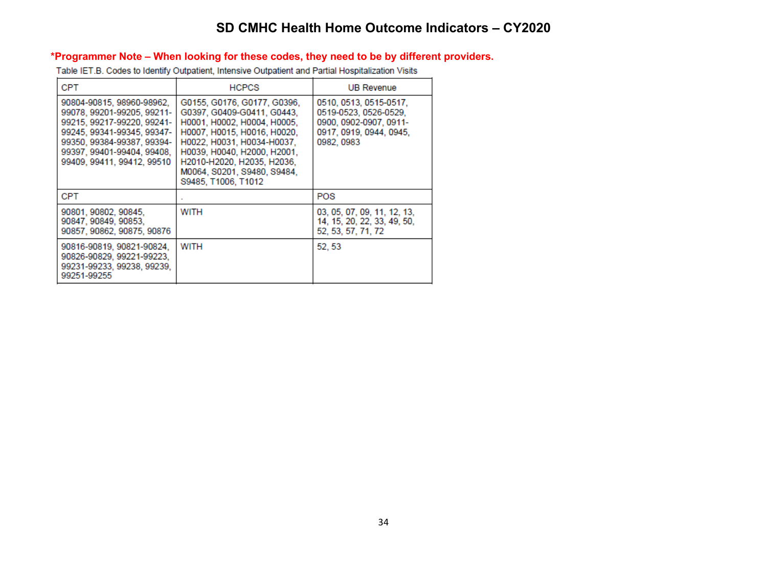## SD CMHC Health Home Outcome Indicators – CY2020

**\*Programmer Note – When looking for these codes, they need to be by different providers.**

Table IET.B. Codes to Identify Outpatient, Intensive Outpatient and Partial Hospitalization Visits

| CPT | HCPCS | UB Revenue |
|---|---|---|
| 90804-90815, 98960-98962, 99078, 99201-99205, 99211-99215, 99217-99220, 99241-99245, 99341-99345, 99347-99350, 99384-99387, 99394-99397, 99401-99404, 99408, 99409, 99411, 99412, 99510 | G0155, G0176, G0177, G0396, G0397, G0409-G0411, G0443, H0001, H0002, H0004, H0005, H0007, H0015, H0016, H0020, H0022, H0031, H0034-H0037, H0039, H0040, H2000, H2001, H2010-H2020, H2035, H2036, M0064, S0201, S9480, S9484, S9485, T1006, T1012 | 0510, 0513, 0515-0517, 0519-0523, 0526-0529, 0900, 0902-0907, 0911-0917, 0919, 0944, 0945, 0982, 0983 |
| CPT | . | POS |
| 90801, 90802, 90845, 90847, 90849, 90853, 90857, 90862, 90875, 90876 | WITH | 03, 05, 07, 09, 11, 12, 13, 14, 15, 20, 22, 33, 49, 50, 52, 53, 57, 71, 72 |
| 90816-90819, 90821-90824, 90826-90829, 99221-99223, 99231-99233, 99238, 99239, 99251-99255 | WITH | 52, 53 |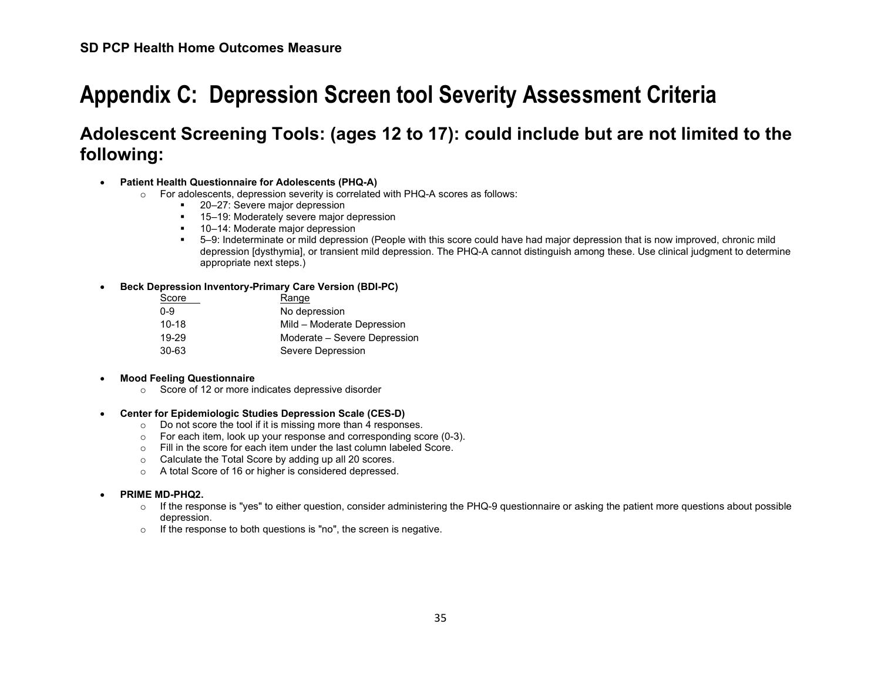# Appendix C: Depression Screen tool Severity Assessment Criteria

## Adolescent Screening Tools: (ages 12 to 17): could include but are not limited to the following:

- **Patient Health Questionnaire for Adolescents (PHQ-A)**
  - For adolescents, depression severity is correlated with PHQ-A scores as follows:
    - 20–27: Severe major depression
    - 15–19: Moderately severe major depression
    - 10–14: Moderate major depression
    - 5–9: Indeterminate or mild depression (People with this score could have had major depression that is now improved, chronic mild depression [dysthymia], or transient mild depression. The PHQ-A cannot distinguish among these. Use clinical judgment to determine appropriate next steps.)

- **Beck Depression Inventory-Primary Care Version (BDI-PC)**

| Score | Range |
|---|---|
| 0-9 | No depression |
| 10-18 | Mild – Moderate Depression |
| 19-29 | Moderate – Severe Depression |
| 30-63 | Severe Depression |

- **Mood Feeling Questionnaire**
  - Score of 12 or more indicates depressive disorder

- **Center for Epidemiologic Studies Depression Scale (CES-D)**
  - Do not score the tool if it is missing more than 4 responses.
  - For each item, look up your response and corresponding score (0-3).
  - Fill in the score for each item under the last column labeled Score.
  - Calculate the Total Score by adding up all 20 scores.
  - A total Score of 16 or higher is considered depressed.

- **PRIME MD-PHQ2.**
  - If the response is "yes" to either question, consider administering the PHQ-9 questionnaire or asking the patient more questions about possible depression.
  - If the response to both questions is "no", the screen is negative.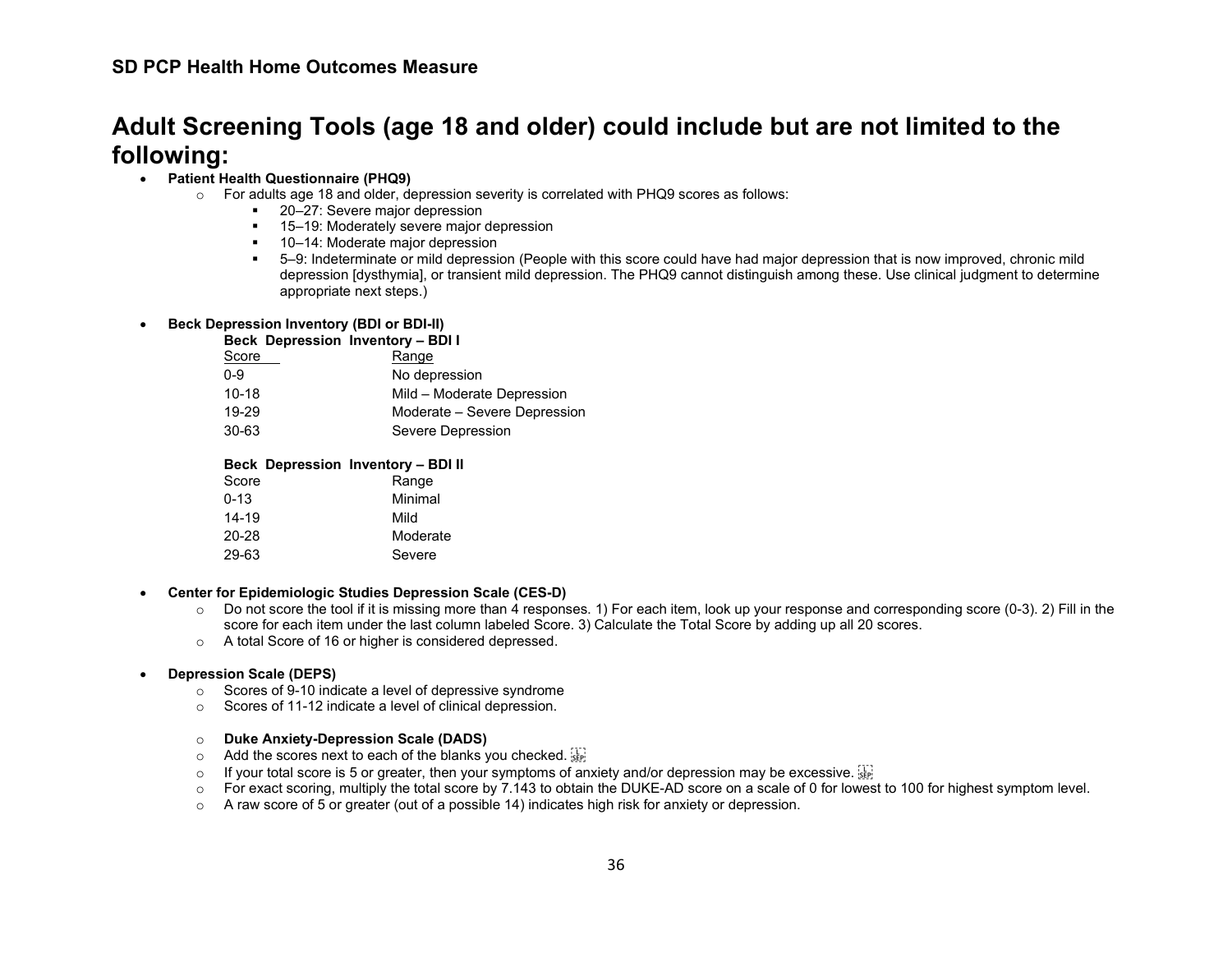**SD PCP Health Home Outcomes Measure**

# Adult Screening Tools (age 18 and older) could include but are not limited to the following:

- **Patient Health Questionnaire (PHQ9)**
  - For adults age 18 and older, depression severity is correlated with PHQ9 scores as follows:
    - 20–27: Severe major depression
    - 15–19: Moderately severe major depression
    - 10–14: Moderate major depression
    - 5–9: Indeterminate or mild depression (People with this score could have had major depression that is now improved, chronic mild depression [dysthymia], or transient mild depression. The PHQ9 cannot distinguish among these. Use clinical judgment to determine appropriate next steps.)

- **Beck Depression Inventory (BDI or BDI-II)**

**Beck Depression Inventory – BDI I**

| Score | Range |
|---|---|
| 0-9 | No depression |
| 10-18 | Mild – Moderate Depression |
| 19-29 | Moderate – Severe Depression |
| 30-63 | Severe Depression |

**Beck Depression Inventory – BDI II**

| Score | Range |
|---|---|
| 0-13 | Minimal |
| 14-19 | Mild |
| 20-28 | Moderate |
| 29-63 | Severe |

- **Center for Epidemiologic Studies Depression Scale (CES-D)**
  - Do not score the tool if it is missing more than 4 responses. 1) For each item, look up your response and corresponding score (0-3). 2) Fill in the score for each item under the last column labeled Score. 3) Calculate the Total Score by adding up all 20 scores.
  - A total Score of 16 or higher is considered depressed.

- **Depression Scale (DEPS)**
  - Scores of 9-10 indicate a level of depressive syndrome
  - Scores of 11-12 indicate a level of clinical depression.

  - **Duke Anxiety-Depression Scale (DADS)**
  - Add the scores next to each of the blanks you checked.
  - If your total score is 5 or greater, then your symptoms of anxiety and/or depression may be excessive.
  - For exact scoring, multiply the total score by 7.143 to obtain the DUKE-AD score on a scale of 0 for lowest to 100 for highest symptom level.
  - A raw score of 5 or greater (out of a possible 14) indicates high risk for anxiety or depression.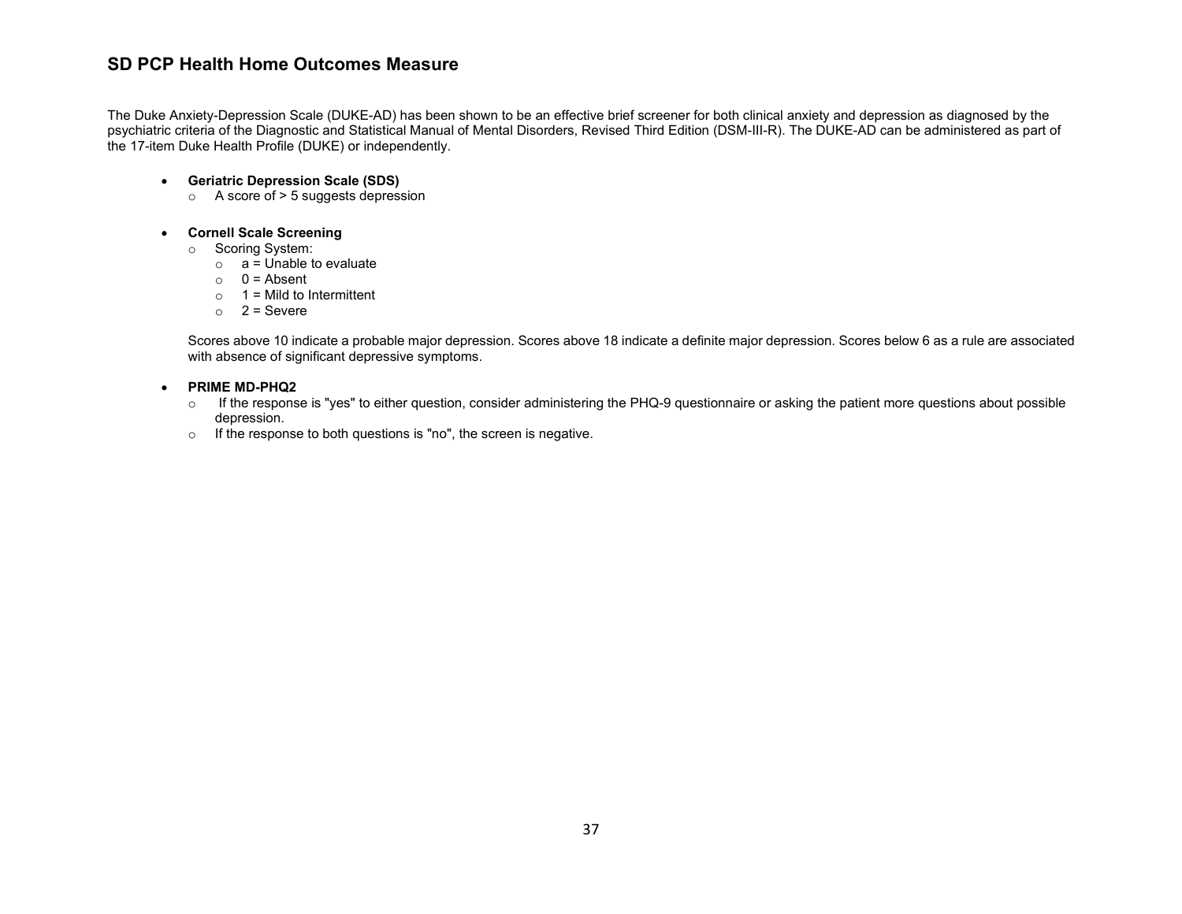## SD PCP Health Home Outcomes Measure

The Duke Anxiety-Depression Scale (DUKE-AD) has been shown to be an effective brief screener for both clinical anxiety and depression as diagnosed by the psychiatric criteria of the Diagnostic and Statistical Manual of Mental Disorders, Revised Third Edition (DSM-III-R). The DUKE-AD can be administered as part of the 17-item Duke Health Profile (DUKE) or independently.

- **Geriatric Depression Scale (SDS)**
  - A score of > 5 suggests depression

- **Cornell Scale Screening**
  - Scoring System:
    - a = Unable to evaluate
    - 0 = Absent
    - 1 = Mild to Intermittent
    - 2 = Severe

  Scores above 10 indicate a probable major depression. Scores above 18 indicate a definite major depression. Scores below 6 as a rule are associated with absence of significant depressive symptoms.

- **PRIME MD-PHQ2**
  - If the response is "yes" to either question, consider administering the PHQ-9 questionnaire or asking the patient more questions about possible depression.
  - If the response to both questions is "no", the screen is negative.